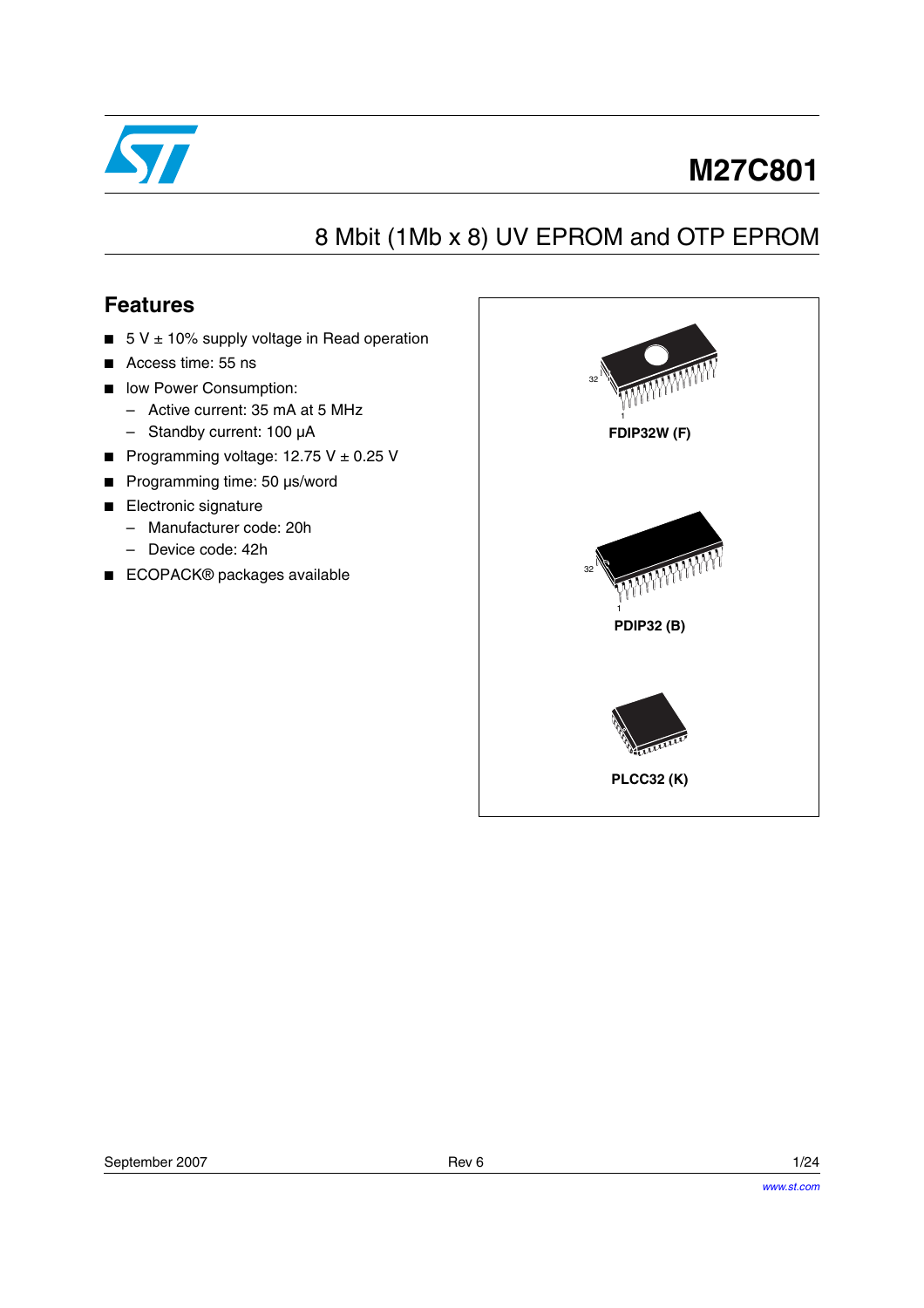# M27C801

## 8 Mbit (1Mb x 8) UV EPROM and OTP EPROM

### Features

- 5 V ± 10% supply voltage in Read operation
- Access time: 55 ns
- low Power Consumption:
  - Active current: 35 mA at 5 MHz
  - Standby current: 100 µA
- Programming voltage: 12.75 V ± 0.25 V
- Programming time: 50 µs/word
- Electronic signature
  - Manufacturer code: 20h
  - Device code: 42h
- ECOPACK® packages available

FDIP32W (F)

PDIP32 (B)

PLCC32 (K)

September 2007 Rev 6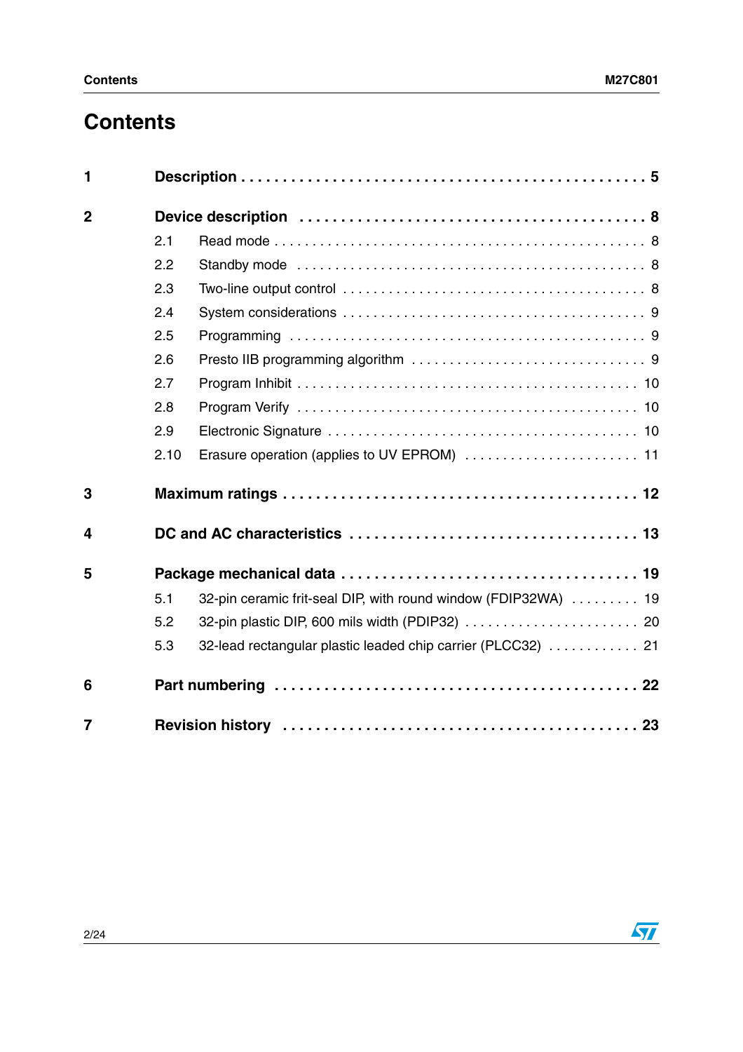# Contents

1 **Description** . . . . . . . . . . . . . . . . . . . . . . . . . . . . . . . . . . . . . . . . . . . . . . . 5

2 **Device description** . . . . . . . . . . . . . . . . . . . . . . . . . . . . . . . . . . . . . . . . . 8

- 2.1 Read mode . . . . . . . . . . . . . . . . . . . . . . . . . . . . . . . . . . . . . . . . . . . . . . 8
- 2.2 Standby mode . . . . . . . . . . . . . . . . . . . . . . . . . . . . . . . . . . . . . . . . . . . 8
- 2.3 Two-line output control . . . . . . . . . . . . . . . . . . . . . . . . . . . . . . . . . . . . 8
- 2.4 System considerations . . . . . . . . . . . . . . . . . . . . . . . . . . . . . . . . . . . . 9
- 2.5 Programming . . . . . . . . . . . . . . . . . . . . . . . . . . . . . . . . . . . . . . . . . . . 9
- 2.6 Presto IIB programming algorithm . . . . . . . . . . . . . . . . . . . . . . . . . . . . 9
- 2.7 Program Inhibit . . . . . . . . . . . . . . . . . . . . . . . . . . . . . . . . . . . . . . . . . 10
- 2.8 Program Verify . . . . . . . . . . . . . . . . . . . . . . . . . . . . . . . . . . . . . . . . . 10
- 2.9 Electronic Signature . . . . . . . . . . . . . . . . . . . . . . . . . . . . . . . . . . . . . 10
- 2.10 Erasure operation (applies to UV EPROM) . . . . . . . . . . . . . . . . . . . . . . . 11

3 **Maximum ratings** . . . . . . . . . . . . . . . . . . . . . . . . . . . . . . . . . . . . . . . . . . 12

4 **DC and AC characteristics** . . . . . . . . . . . . . . . . . . . . . . . . . . . . . . . . . . 13

5 **Package mechanical data** . . . . . . . . . . . . . . . . . . . . . . . . . . . . . . . . . . . 19

- 5.1 32-pin ceramic frit-seal DIP, with round window (FDIP32WA) . . . . . . . . . 19
- 5.2 32-pin plastic DIP, 600 mils width (PDIP32) . . . . . . . . . . . . . . . . . . . . . . . 20
- 5.3 32-lead rectangular plastic leaded chip carrier (PLCC32) . . . . . . . . . . . . 21

6 **Part numbering** . . . . . . . . . . . . . . . . . . . . . . . . . . . . . . . . . . . . . . . . . . . 22

7 **Revision history** . . . . . . . . . . . . . . . . . . . . . . . . . . . . . . . . . . . . . . . . . . 23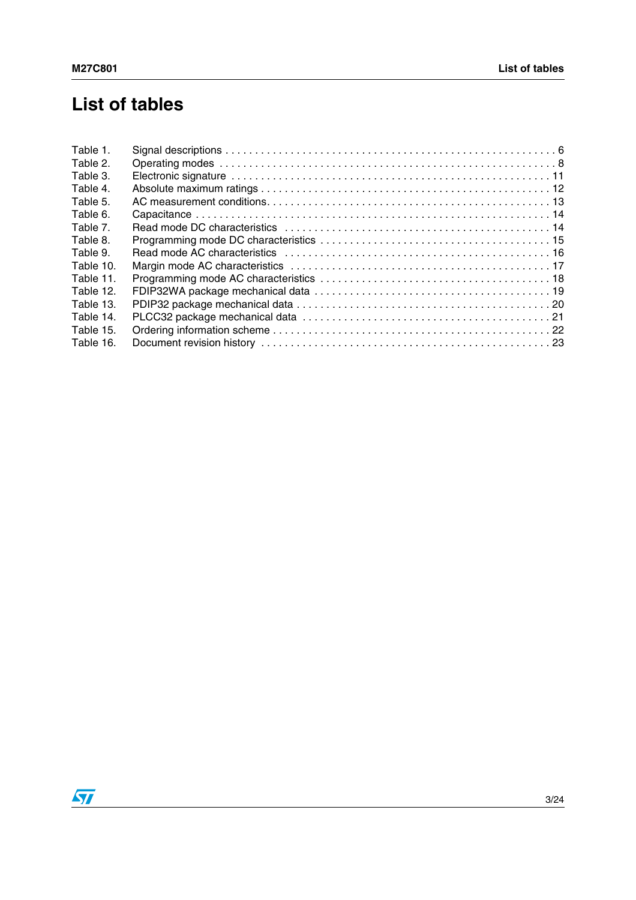# List of tables

Table 1. Signal descriptions . . . . . . . . . . . . . . . . . . . . . . . . . . . . . . . . . . . . . . . . . . . . . . . . . . . . . . . . 6
Table 2. Operating modes . . . . . . . . . . . . . . . . . . . . . . . . . . . . . . . . . . . . . . . . . . . . . . . . . . . . . . . . . 8
Table 3. Electronic signature . . . . . . . . . . . . . . . . . . . . . . . . . . . . . . . . . . . . . . . . . . . . . . . . . . . . . . 11
Table 4. Absolute maximum ratings . . . . . . . . . . . . . . . . . . . . . . . . . . . . . . . . . . . . . . . . . . . . . . . . . 12
Table 5. AC measurement conditions. . . . . . . . . . . . . . . . . . . . . . . . . . . . . . . . . . . . . . . . . . . . . . . . . 13
Table 6. Capacitance . . . . . . . . . . . . . . . . . . . . . . . . . . . . . . . . . . . . . . . . . . . . . . . . . . . . . . . . . . . . . 14
Table 7. Read mode DC characteristics . . . . . . . . . . . . . . . . . . . . . . . . . . . . . . . . . . . . . . . . . . . . . . 14
Table 8. Programming mode DC characteristics . . . . . . . . . . . . . . . . . . . . . . . . . . . . . . . . . . . . . . . 15
Table 9. Read mode AC characteristics . . . . . . . . . . . . . . . . . . . . . . . . . . . . . . . . . . . . . . . . . . . . . . 16
Table 10. Margin mode AC characteristics . . . . . . . . . . . . . . . . . . . . . . . . . . . . . . . . . . . . . . . . . . . . 17
Table 11. Programming mode AC characteristics . . . . . . . . . . . . . . . . . . . . . . . . . . . . . . . . . . . . . . . 18
Table 12. FDIP32WA package mechanical data . . . . . . . . . . . . . . . . . . . . . . . . . . . . . . . . . . . . . . . . 19
Table 13. PDIP32 package mechanical data . . . . . . . . . . . . . . . . . . . . . . . . . . . . . . . . . . . . . . . . . . . 20
Table 14. PLCC32 package mechanical data . . . . . . . . . . . . . . . . . . . . . . . . . . . . . . . . . . . . . . . . . . 21
Table 15. Ordering information scheme . . . . . . . . . . . . . . . . . . . . . . . . . . . . . . . . . . . . . . . . . . . . . . . 22
Table 16. Document revision history . . . . . . . . . . . . . . . . . . . . . . . . . . . . . . . . . . . . . . . . . . . . . . . . 23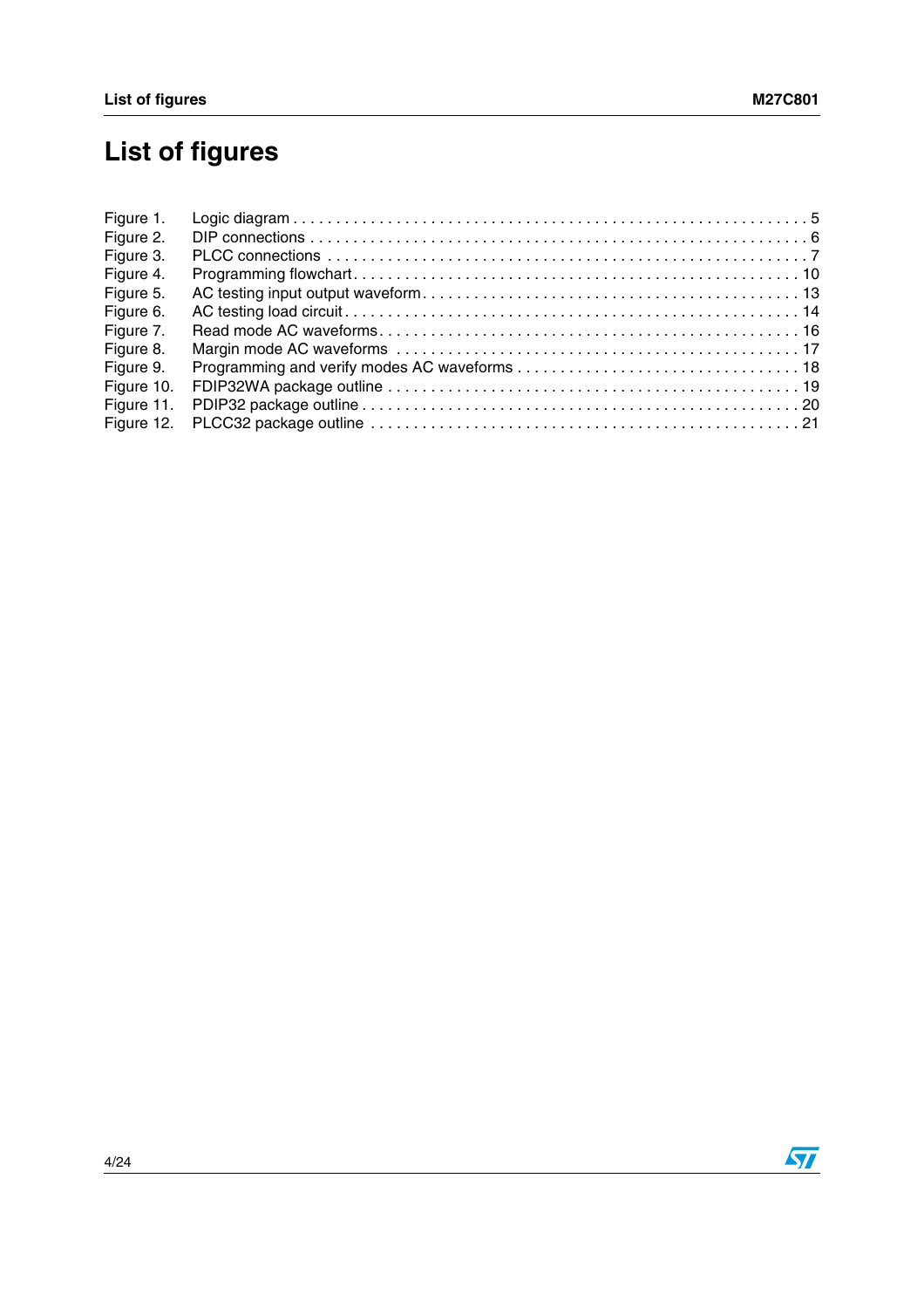# List of figures

Figure 1. Logic diagram . . . . . . . . . . . . . . . . . . . . . . . . . . . . . . . . . . . . . . . . . . . . . . . . . . . . . . . . . . 5
Figure 2. DIP connections . . . . . . . . . . . . . . . . . . . . . . . . . . . . . . . . . . . . . . . . . . . . . . . . . . . . . . . . . 6
Figure 3. PLCC connections . . . . . . . . . . . . . . . . . . . . . . . . . . . . . . . . . . . . . . . . . . . . . . . . . . . . . . . 7
Figure 4. Programming flowchart . . . . . . . . . . . . . . . . . . . . . . . . . . . . . . . . . . . . . . . . . . . . . . . . . . . 10
Figure 5. AC testing input output waveform . . . . . . . . . . . . . . . . . . . . . . . . . . . . . . . . . . . . . . . . . . . 13
Figure 6. AC testing load circuit . . . . . . . . . . . . . . . . . . . . . . . . . . . . . . . . . . . . . . . . . . . . . . . . . . . 14
Figure 7. Read mode AC waveforms . . . . . . . . . . . . . . . . . . . . . . . . . . . . . . . . . . . . . . . . . . . . . . . . 16
Figure 8. Margin mode AC waveforms . . . . . . . . . . . . . . . . . . . . . . . . . . . . . . . . . . . . . . . . . . . . . . . 17
Figure 9. Programming and verify modes AC waveforms . . . . . . . . . . . . . . . . . . . . . . . . . . . . . . . . . 18
Figure 10. FDIP32WA package outline . . . . . . . . . . . . . . . . . . . . . . . . . . . . . . . . . . . . . . . . . . . . . . . 19
Figure 11. PDIP32 package outline . . . . . . . . . . . . . . . . . . . . . . . . . . . . . . . . . . . . . . . . . . . . . . . . . . 20
Figure 12. PLCC32 package outline . . . . . . . . . . . . . . . . . . . . . . . . . . . . . . . . . . . . . . . . . . . . . . . . . 21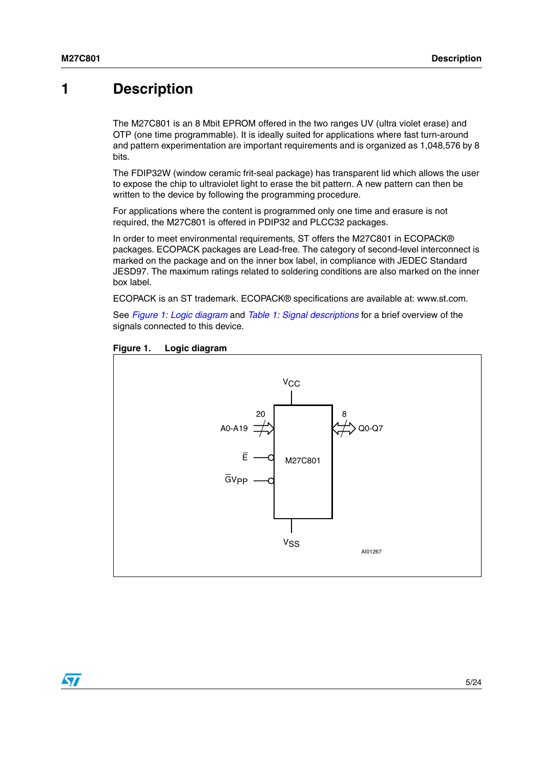# 1 Description

The M27C801 is an 8 Mbit EPROM offered in the two ranges UV (ultra violet erase) and OTP (one time programmable). It is ideally suited for applications where fast turn-around and pattern experimentation are important requirements and is organized as 1,048,576 by 8 bits.

The FDIP32W (window ceramic frit-seal package) has transparent lid which allows the user to expose the chip to ultraviolet light to erase the bit pattern. A new pattern can then be written to the device by following the programming procedure.

For applications where the content is programmed only one time and erasure is not required, the M27C801 is offered in PDIP32 and PLCC32 packages.

In order to meet environmental requirements, ST offers the M27C801 in ECOPACK® packages. ECOPACK packages are Lead-free. The category of second-level interconnect is marked on the package and on the inner box label, in compliance with JEDEC Standard JESD97. The maximum ratings related to soldering conditions are also marked on the inner box label.

ECOPACK is an ST trademark. ECOPACK® specifications are available at: www.st.com.

See *Figure 1: Logic diagram* and *Table 1: Signal descriptions* for a brief overview of the signals connected to this device.

**Figure 1. Logic diagram**

$V_{CC}$

A0-A19 (20) → M27C801 ↔ Q0-Q7 (8)

$\overline{E}$

$\overline{G}V_{PP}$

$V_{SS}$

AI01267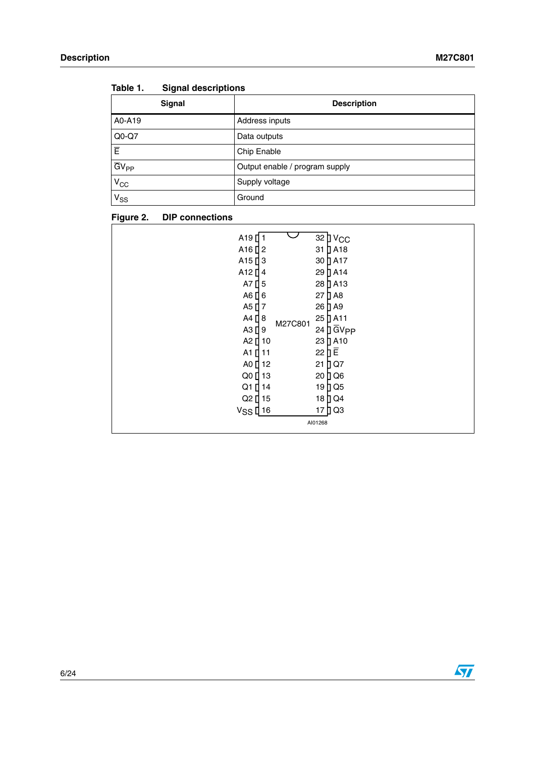Table 1. Signal descriptions

| Signal | Description |
|---|---|
| A0-A19 | Address inputs |
| Q0-Q7 | Data outputs |
| $\overline{E}$ | Chip Enable |
| $\overline{G}V_{PP}$ | Output enable / program supply |
| $V_{CC}$ | Supply voltage |
| $V_{SS}$ | Ground |

Figure 2. DIP connections

| Signal | Pin | | Pin | Signal |
|---|---|---|---|---|
| A19 | 1 | | 32 | $V_{CC}$ |
| A16 | 2 | | 31 | A18 |
| A15 | 3 | | 30 | A17 |
| A12 | 4 | | 29 | A14 |
| A7 | 5 | | 28 | A13 |
| A6 | 6 | | 27 | A8 |
| A5 | 7 | | 26 | A9 |
| A4 | 8 | M27C801 | 25 | A11 |
| A3 | 9 | | 24 | $\overline{G}V_{PP}$ |
| A2 | 10 | | 23 | A10 |
| A1 | 11 | | 22 | $\overline{E}$ |
| A0 | 12 | | 21 | Q7 |
| Q0 | 13 | | 20 | Q6 |
| Q1 | 14 | | 19 | Q5 |
| Q2 | 15 | | 18 | Q4 |
| $V_{SS}$ | 16 | | 17 | Q3 |

AI01268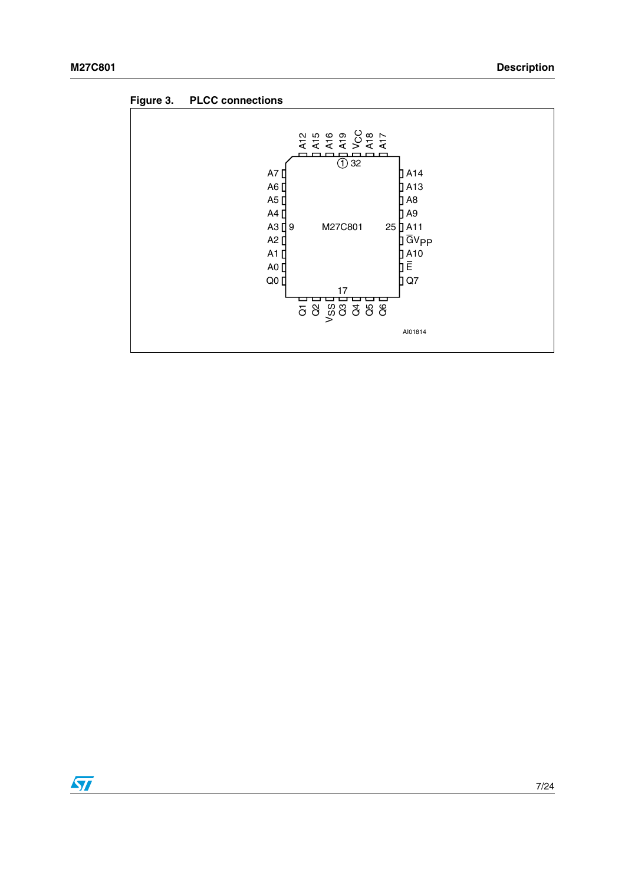**Figure 3. PLCC connections**

| Pin | Signal | Pin | Signal |
|---|---|---|---|
| 1 | A19 | 17 | Q3 |
| 2 | A16 | 18 | Q4 |
| 3 | A15 | 19 | Q5 |
| 4 | A12 | 20 | Q6 |
| 5 | A7 | 21 | Q7 |
| 6 | A6 | 22 | $\overline{E}$ |
| 7 | A5 | 23 | A10 |
| 8 | A4 | 24 | $\overline{G}V_{PP}$ |
| 9 | A3 | 25 | A11 |
| 10 | A2 | 26 | A9 |
| 11 | A1 | 27 | A8 |
| 12 | A0 | 28 | A13 |
| 13 | Q0 | 29 | A14 |
| 14 | Q1 | 30 | A17 |
| 15 | Q2 | 31 | A18 |
| 16 | $V_{SS}$ | 32 | $V_{CC}$ |

M27C801

AI01814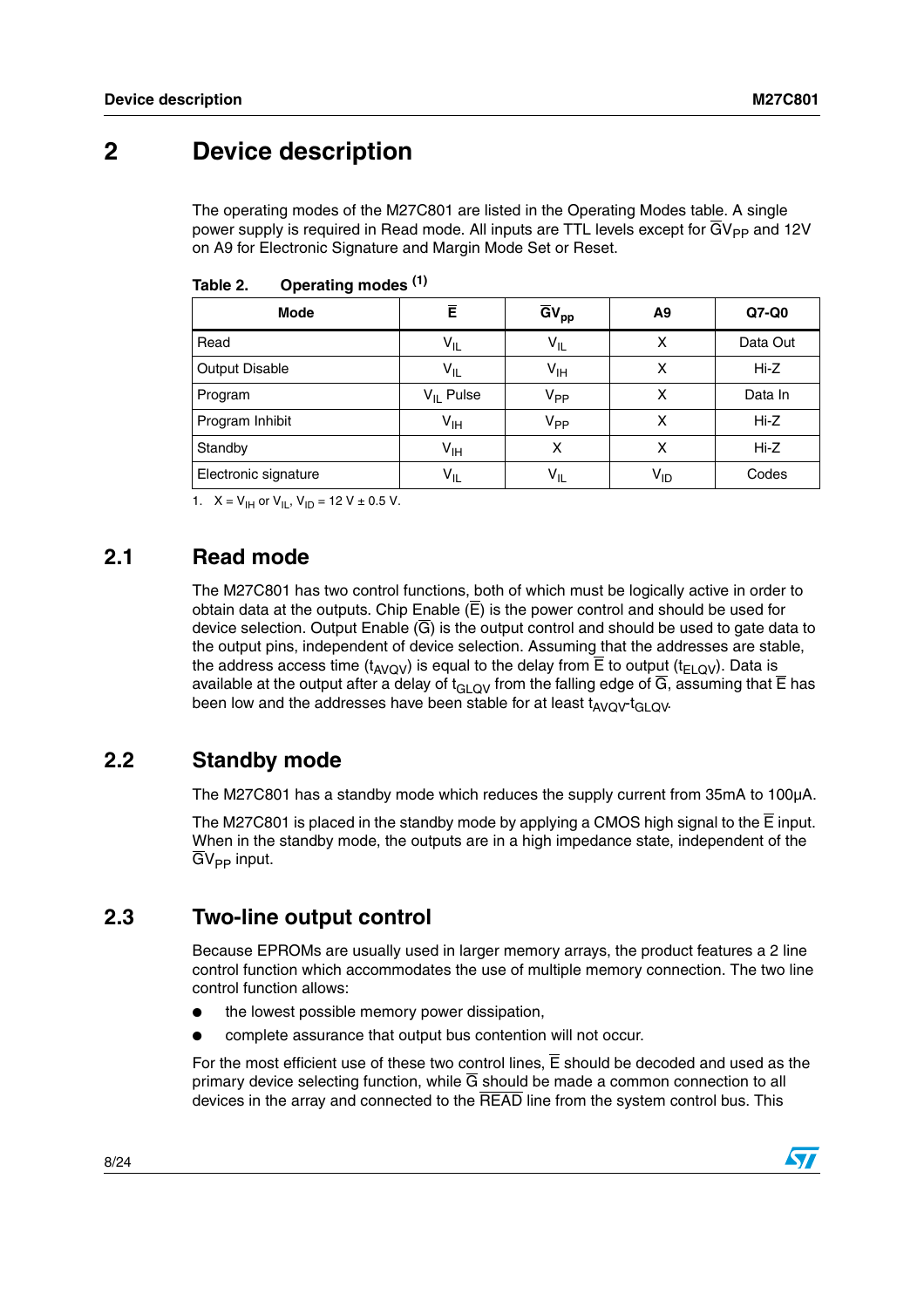# 2 Device description

The operating modes of the M27C801 are listed in the Operating Modes table. A single power supply is required in Read mode. All inputs are TTL levels except for $\overline{G}V_{PP}$ and 12V on A9 for Electronic Signature and Margin Mode Set or Reset.

**Table 2. Operating modes** [1]

| Mode | $\overline{E}$ | $\overline{G}V_{pp}$ | A9 | Q7-Q0 |
|---|---|---|---|---|
| Read | $V_{IL}$ | $V_{IL}$ | X | Data Out |
| Output Disable | $V_{IL}$ | $V_{IH}$ | X | Hi-Z |
| Program | $V_{IL}$ Pulse | $V_{PP}$ | X | Data In |
| Program Inhibit | $V_{IH}$ | $V_{PP}$ | X | Hi-Z |
| Standby | $V_{IH}$ | X | X | Hi-Z |
| Electronic signature | $V_{IL}$ | $V_{IL}$ | $V_{ID}$ | Codes |

1. X = $V_{IH}$ or $V_{IL}$, $V_{ID}$ = 12 V ± 0.5 V.

## 2.1 Read mode

The M27C801 has two control functions, both of which must be logically active in order to obtain data at the outputs. Chip Enable ($\overline{E}$) is the power control and should be used for device selection. Output Enable ($\overline{G}$) is the output control and should be used to gate data to the output pins, independent of device selection. Assuming that the addresses are stable, the address access time ($t_{AVQV}$) is equal to the delay from $\overline{E}$ to output ($t_{ELQV}$). Data is available at the output after a delay of $t_{GLQV}$ from the falling edge of $\overline{G}$, assuming that $\overline{E}$ has been low and the addresses have been stable for at least $t_{AVQV}$-$t_{GLQV}$.

## 2.2 Standby mode

The M27C801 has a standby mode which reduces the supply current from 35mA to 100µA.

The M27C801 is placed in the standby mode by applying a CMOS high signal to the $\overline{E}$ input. When in the standby mode, the outputs are in a high impedance state, independent of the $\overline{G}V_{PP}$ input.

## 2.3 Two-line output control

Because EPROMs are usually used in larger memory arrays, the product features a 2 line control function which accommodates the use of multiple memory connection. The two line control function allows:

- the lowest possible memory power dissipation,
- complete assurance that output bus contention will not occur.

For the most efficient use of these two control lines, $\overline{E}$ should be decoded and used as the primary device selecting function, while $\overline{G}$ should be made a common connection to all devices in the array and connected to the $\overline{READ}$ line from the system control bus. This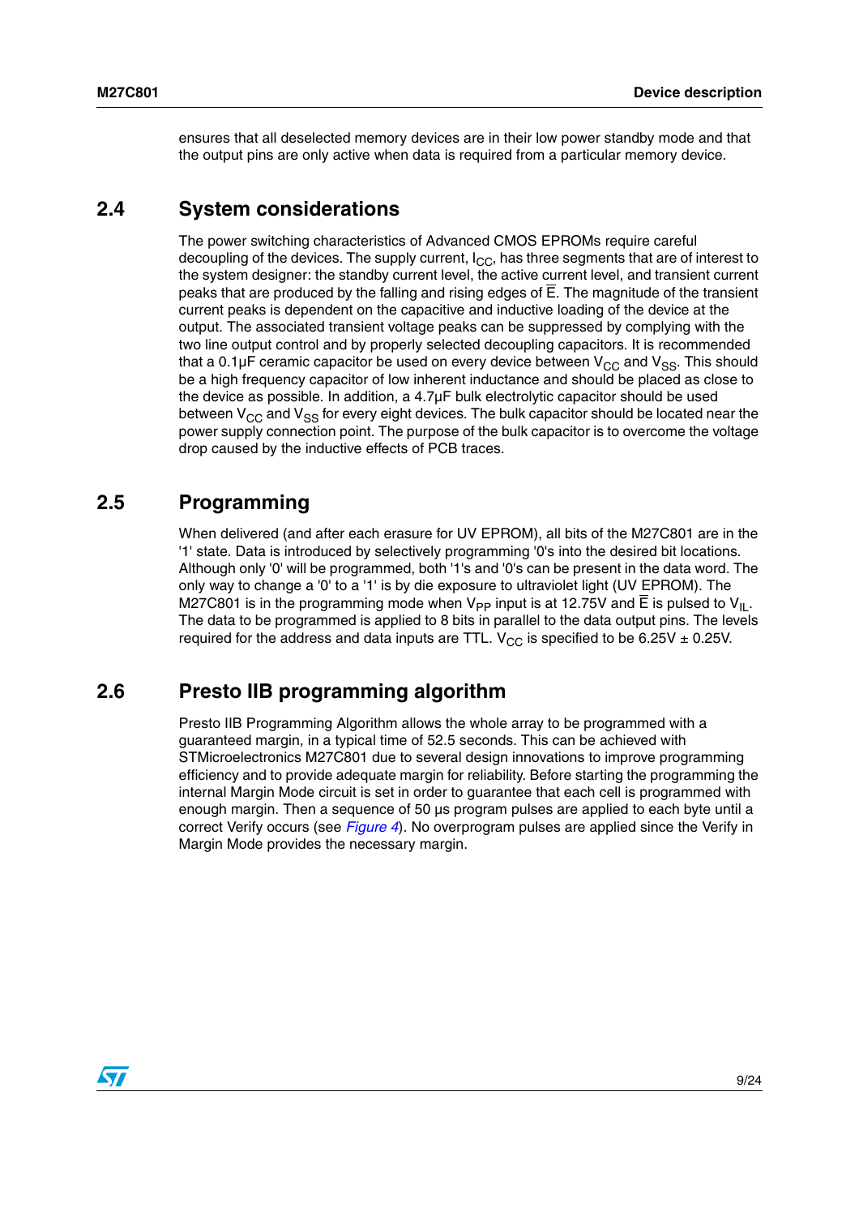ensures that all deselected memory devices are in their low power standby mode and that the output pins are only active when data is required from a particular memory device.

## 2.4 System considerations

The power switching characteristics of Advanced CMOS EPROMs require careful decoupling of the devices. The supply current, $I_{CC}$, has three segments that are of interest to the system designer: the standby current level, the active current level, and transient current peaks that are produced by the falling and rising edges of $\overline{E}$. The magnitude of the transient current peaks is dependent on the capacitive and inductive loading of the device at the output. The associated transient voltage peaks can be suppressed by complying with the two line output control and by properly selected decoupling capacitors. It is recommended that a 0.1µF ceramic capacitor be used on every device between $V_{CC}$ and $V_{SS}$. This should be a high frequency capacitor of low inherent inductance and should be placed as close to the device as possible. In addition, a 4.7µF bulk electrolytic capacitor should be used between $V_{CC}$ and $V_{SS}$ for every eight devices. The bulk capacitor should be located near the power supply connection point. The purpose of the bulk capacitor is to overcome the voltage drop caused by the inductive effects of PCB traces.

## 2.5 Programming

When delivered (and after each erasure for UV EPROM), all bits of the M27C801 are in the '1' state. Data is introduced by selectively programming '0's into the desired bit locations. Although only '0' will be programmed, both '1's and '0's can be present in the data word. The only way to change a '0' to a '1' is by die exposure to ultraviolet light (UV EPROM). The M27C801 is in the programming mode when $V_{PP}$ input is at 12.75V and $\overline{E}$ is pulsed to $V_{IL}$. The data to be programmed is applied to 8 bits in parallel to the data output pins. The levels required for the address and data inputs are TTL. $V_{CC}$ is specified to be 6.25V ± 0.25V.

## 2.6 Presto IIB programming algorithm

Presto IIB Programming Algorithm allows the whole array to be programmed with a guaranteed margin, in a typical time of 52.5 seconds. This can be achieved with STMicroelectronics M27C801 due to several design innovations to improve programming efficiency and to provide adequate margin for reliability. Before starting the programming the internal Margin Mode circuit is set in order to guarantee that each cell is programmed with enough margin. Then a sequence of 50 µs program pulses are applied to each byte until a correct Verify occurs (see *Figure 4*). No overprogram pulses are applied since the Verify in Margin Mode provides the necessary margin.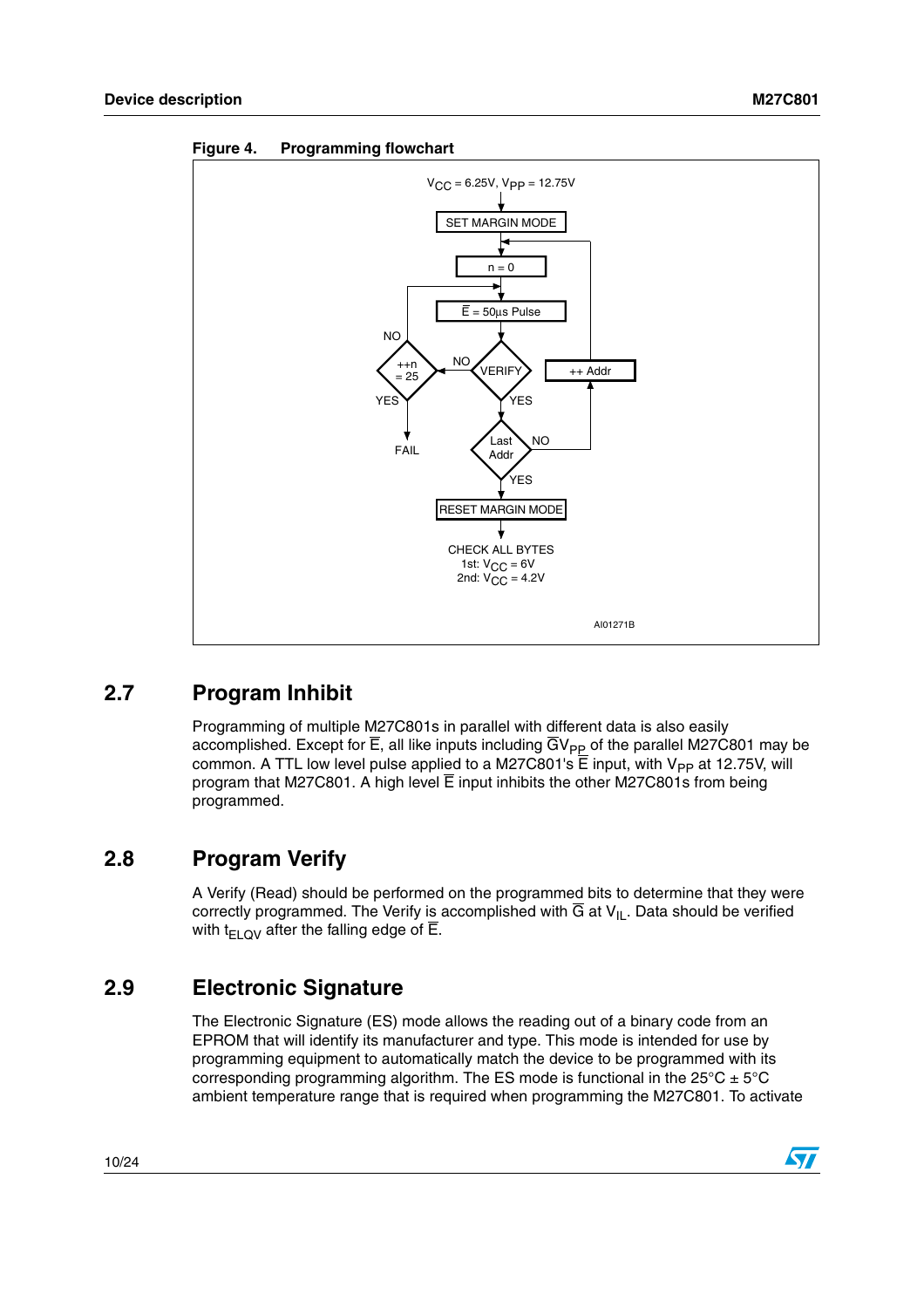**Figure 4. Programming flowchart**

## 2.7 Program Inhibit

Programming of multiple M27C801s in parallel with different data is also easily accomplished. Except for $\overline{E}$, all like inputs including $\overline{G}V_{PP}$ of the parallel M27C801 may be common. A TTL low level pulse applied to a M27C801's $\overline{E}$ input, with $V_{PP}$ at 12.75V, will program that M27C801. A high level $\overline{E}$ input inhibits the other M27C801s from being programmed.

## 2.8 Program Verify

A Verify (Read) should be performed on the programmed bits to determine that they were correctly programmed. The Verify is accomplished with $\overline{G}$ at $V_{IL}$. Data should be verified with $t_{ELQV}$ after the falling edge of $\overline{E}$.

## 2.9 Electronic Signature

The Electronic Signature (ES) mode allows the reading out of a binary code from an EPROM that will identify its manufacturer and type. This mode is intended for use by programming equipment to automatically match the device to be programmed with its corresponding programming algorithm. The ES mode is functional in the 25°C ± 5°C ambient temperature range that is required when programming the M27C801. To activate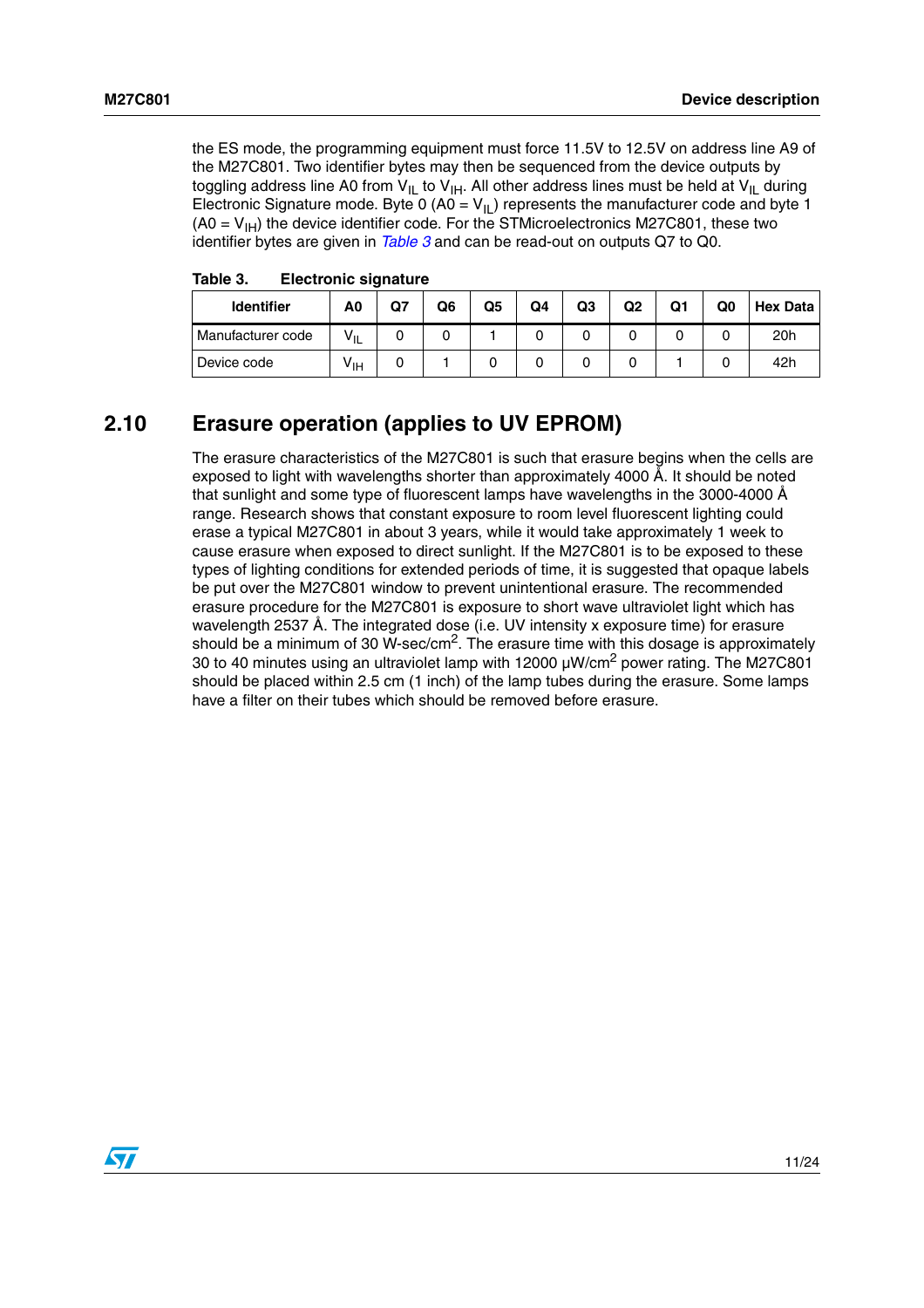the ES mode, the programming equipment must force 11.5V to 12.5V on address line A9 of the M27C801. Two identifier bytes may then be sequenced from the device outputs by toggling address line A0 from $V_{IL}$ to $V_{IH}$. All other address lines must be held at $V_{IL}$ during Electronic Signature mode. Byte 0 (A0 = $V_{IL}$) represents the manufacturer code and byte 1 (A0 = $V_{IH}$) the device identifier code. For the STMicroelectronics M27C801, these two identifier bytes are given in *Table 3* and can be read-out on outputs Q7 to Q0.

**Table 3. Electronic signature**

| Identifier | A0 | Q7 | Q6 | Q5 | Q4 | Q3 | Q2 | Q1 | Q0 | Hex Data |
|---|---|---|---|---|---|---|---|---|---|---|
| Manufacturer code | $V_{IL}$ | 0 | 0 | 1 | 0 | 0 | 0 | 0 | 0 | 20h |
| Device code | $V_{IH}$ | 0 | 1 | 0 | 0 | 0 | 0 | 1 | 0 | 42h |

## 2.10 Erasure operation (applies to UV EPROM)

The erasure characteristics of the M27C801 is such that erasure begins when the cells are exposed to light with wavelengths shorter than approximately 4000 Å. It should be noted that sunlight and some type of fluorescent lamps have wavelengths in the 3000-4000 Å range. Research shows that constant exposure to room level fluorescent lighting could erase a typical M27C801 in about 3 years, while it would take approximately 1 week to cause erasure when exposed to direct sunlight. If the M27C801 is to be exposed to these types of lighting conditions for extended periods of time, it is suggested that opaque labels be put over the M27C801 window to prevent unintentional erasure. The recommended erasure procedure for the M27C801 is exposure to short wave ultraviolet light which has wavelength 2537 Å. The integrated dose (i.e. UV intensity x exposure time) for erasure should be a minimum of 30 W-sec/cm$^2$. The erasure time with this dosage is approximately 30 to 40 minutes using an ultraviolet lamp with 12000 µW/cm$^2$ power rating. The M27C801 should be placed within 2.5 cm (1 inch) of the lamp tubes during the erasure. Some lamps have a filter on their tubes which should be removed before erasure.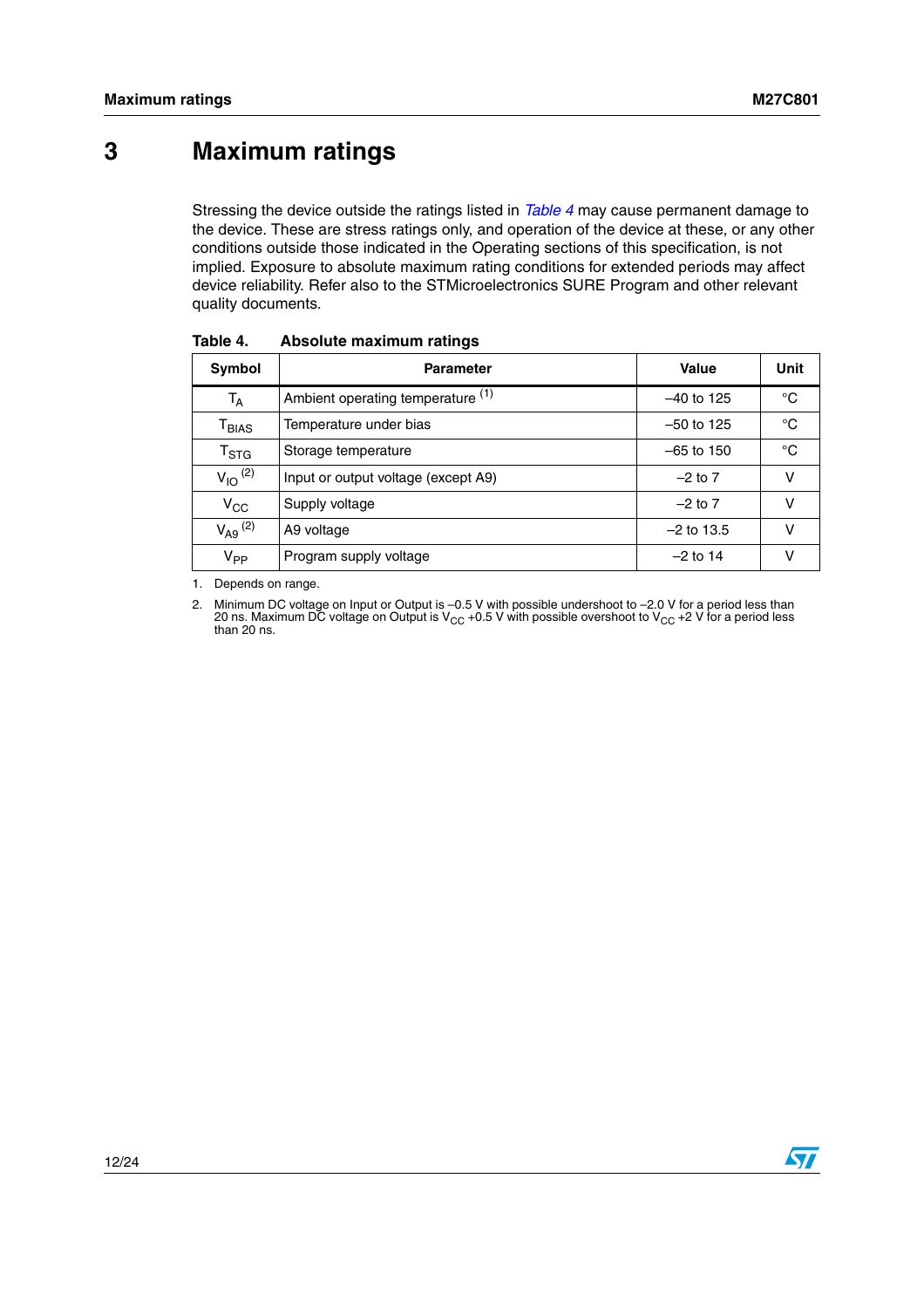# 3 Maximum ratings

Stressing the device outside the ratings listed in *Table 4* may cause permanent damage to the device. These are stress ratings only, and operation of the device at these, or any other conditions outside those indicated in the Operating sections of this specification, is not implied. Exposure to absolute maximum rating conditions for extended periods may affect device reliability. Refer also to the STMicroelectronics SURE Program and other relevant quality documents.

**Table 4. Absolute maximum ratings**

| Symbol | Parameter | Value | Unit |
|---|---|---|---|
| $T_A$ | Ambient operating temperature [(1)] | –40 to 125 | °C |
| $T_{BIAS}$ | Temperature under bias | –50 to 125 | °C |
| $T_{STG}$ | Storage temperature | –65 to 150 | °C |
| $V_{IO}$ [(2)] | Input or output voltage (except A9) | –2 to 7 | V |
| $V_{CC}$ | Supply voltage | –2 to 7 | V |
| $V_{A9}$ [(2)] | A9 voltage | –2 to 13.5 | V |
| $V_{PP}$ | Program supply voltage | –2 to 14 | V |

1. Depends on range.

2. Minimum DC voltage on Input or Output is –0.5 V with possible undershoot to –2.0 V for a period less than 20 ns. Maximum DC voltage on Output is $V_{CC}$ +0.5 V with possible overshoot to $V_{CC}$ +2 V for a period less than 20 ns.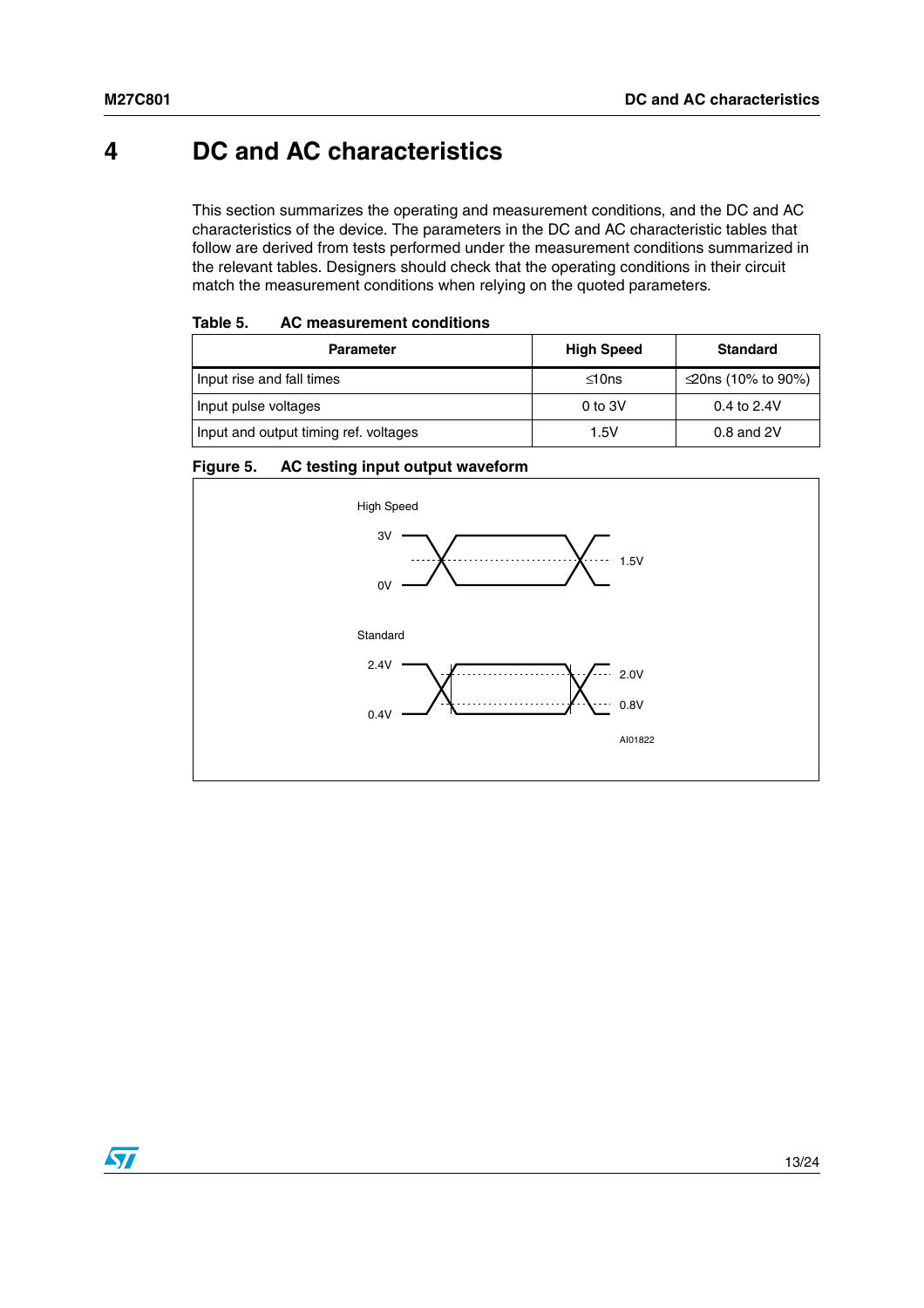# 4 DC and AC characteristics

This section summarizes the operating and measurement conditions, and the DC and AC characteristics of the device. The parameters in the DC and AC characteristic tables that follow are derived from tests performed under the measurement conditions summarized in the relevant tables. Designers should check that the operating conditions in their circuit match the measurement conditions when relying on the quoted parameters.

**Table 5. AC measurement conditions**

| Parameter | High Speed | Standard |
|---|---|---|
| Input rise and fall times | ≤10ns | ≤20ns (10% to 90%) |
| Input pulse voltages | 0 to 3V | 0.4 to 2.4V |
| Input and output timing ref. voltages | 1.5V | 0.8 and 2V |

**Figure 5. AC testing input output waveform**

High Speed

3V

0V

1.5V

Standard

2.4V

0.4V

2.0V

0.8V

AI01822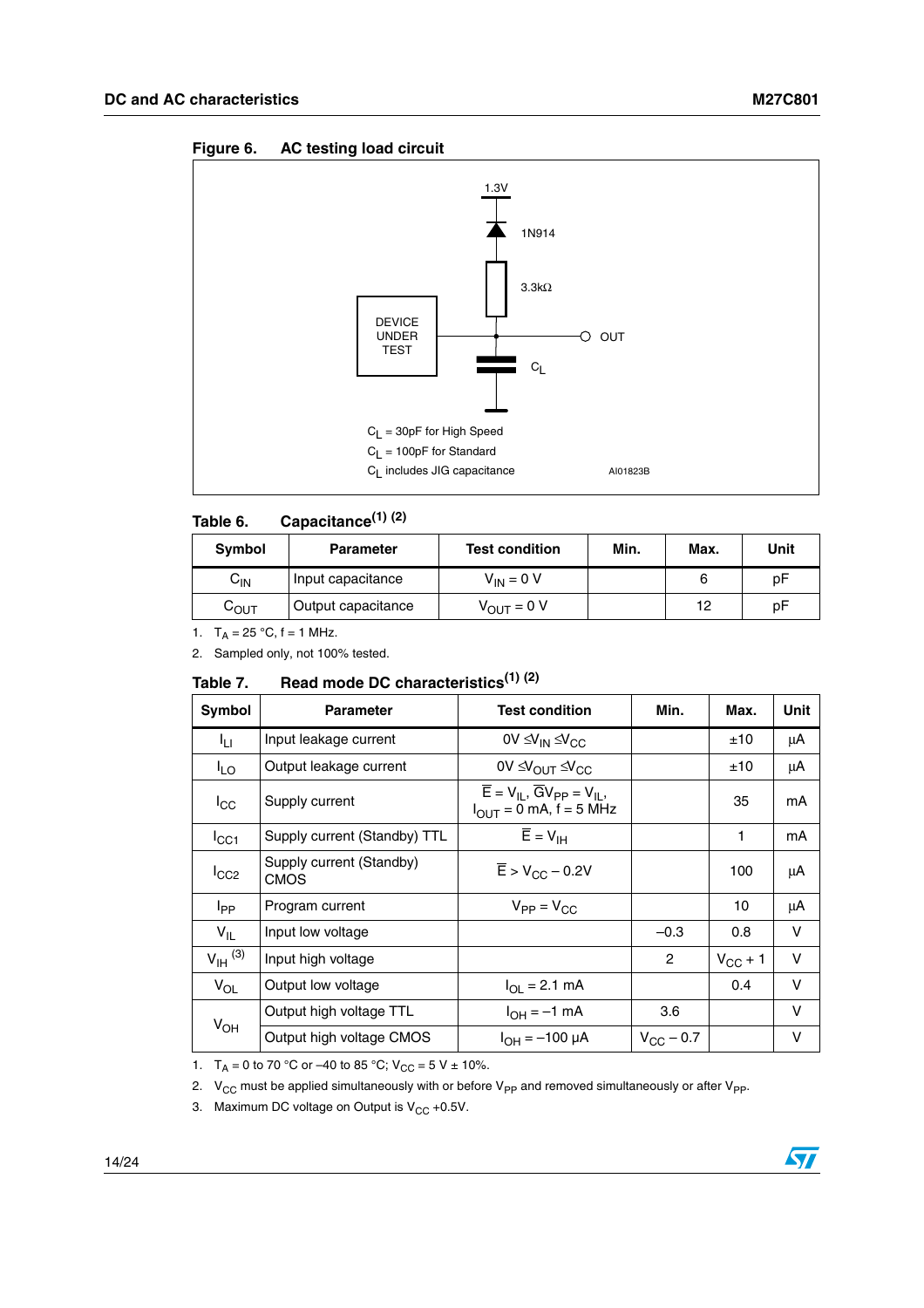**Figure 6. AC testing load circuit**

1.3V

1N914

3.3kΩ

DEVICE UNDER TEST

OUT

$C_L$

$C_L$ = 30pF for High Speed

$C_L$ = 100pF for Standard

$C_L$ includes JIG capacitance

AI01823B

**Table 6. Capacitance[1] [2]**

| Symbol | Parameter | Test condition | Min. | Max. | Unit |
|---|---|---|---|---|---|
| $C_{IN}$ | Input capacitance | $V_{IN}$ = 0 V | | 6 | pF |
| $C_{OUT}$ | Output capacitance | $V_{OUT}$ = 0 V | | 12 | pF |

1. $T_A$ = 25 °C, f = 1 MHz.
2. Sampled only, not 100% tested.

**Table 7. Read mode DC characteristics[1] [2]**

| Symbol | Parameter | Test condition | Min. | Max. | Unit |
|---|---|---|---|---|---|
| $I_{LI}$ | Input leakage current | 0V ≤ $V_{IN}$ ≤ $V_{CC}$ | | ±10 | µA |
| $I_{LO}$ | Output leakage current | 0V ≤ $V_{OUT}$ ≤ $V_{CC}$ | | ±10 | µA |
| $I_{CC}$ | Supply current | $\overline{E}$ = $V_{IL}$, $\overline{G}V_{PP}$ = $V_{IL}$, $I_{OUT}$ = 0 mA, f = 5 MHz | | 35 | mA |
| $I_{CC1}$ | Supply current (Standby) TTL | $\overline{E}$ = $V_{IH}$ | | 1 | mA |
| $I_{CC2}$ | Supply current (Standby) CMOS | $\overline{E}$ > $V_{CC}$ – 0.2V | | 100 | µA |
| $I_{PP}$ | Program current | $V_{PP}$ = $V_{CC}$ | | 10 | µA |
| $V_{IL}$ | Input low voltage | | –0.3 | 0.8 | V |
| $V_{IH}$ [3] | Input high voltage | | 2 | $V_{CC}$ + 1 | V |
| $V_{OL}$ | Output low voltage | $I_{OL}$ = 2.1 mA | | 0.4 | V |
| $V_{OH}$ | Output high voltage TTL | $I_{OH}$ = –1 mA | 3.6 | | V |
| | Output high voltage CMOS | $I_{OH}$ = –100 µA | $V_{CC}$ – 0.7 | | V |

1. $T_A$ = 0 to 70 °C or –40 to 85 °C; $V_{CC}$ = 5 V ± 10%.
2. $V_{CC}$ must be applied simultaneously with or before $V_{PP}$ and removed simultaneously or after $V_{PP}$.
3. Maximum DC voltage on Output is $V_{CC}$ +0.5V.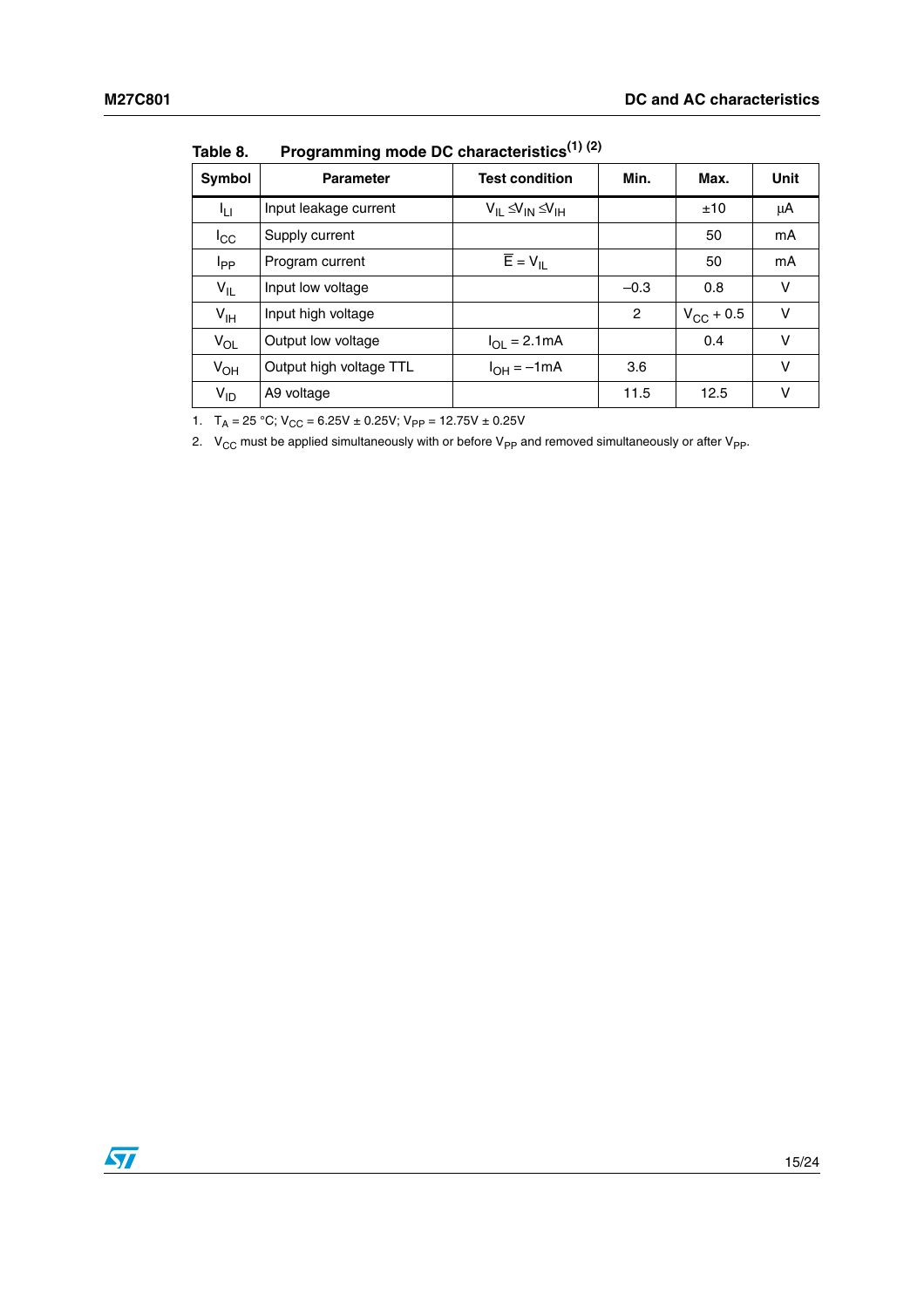Table 8. Programming mode DC characteristics[1] [2]

| Symbol | Parameter | Test condition | Min. | Max. | Unit |
|---|---|---|---|---|---|
| $I_{LI}$ | Input leakage current | $V_{IL} \leq V_{IN} \leq V_{IH}$ | | ±10 | µA |
| $I_{CC}$ | Supply current | | | 50 | mA |
| $I_{PP}$ | Program current | $\overline{E} = V_{IL}$ | | 50 | mA |
| $V_{IL}$ | Input low voltage | | –0.3 | 0.8 | V |
| $V_{IH}$ | Input high voltage | | 2 | $V_{CC}$ + 0.5 | V |
| $V_{OL}$ | Output low voltage | $I_{OL}$ = 2.1mA | | 0.4 | V |
| $V_{OH}$ | Output high voltage TTL | $I_{OH}$ = –1mA | 3.6 | | V |
| $V_{ID}$ | A9 voltage | | 11.5 | 12.5 | V |

1. $T_A$ = 25 °C; $V_{CC}$ = 6.25V ± 0.25V; $V_{PP}$ = 12.75V ± 0.25V
2. $V_{CC}$ must be applied simultaneously with or before $V_{PP}$ and removed simultaneously or after $V_{PP}$.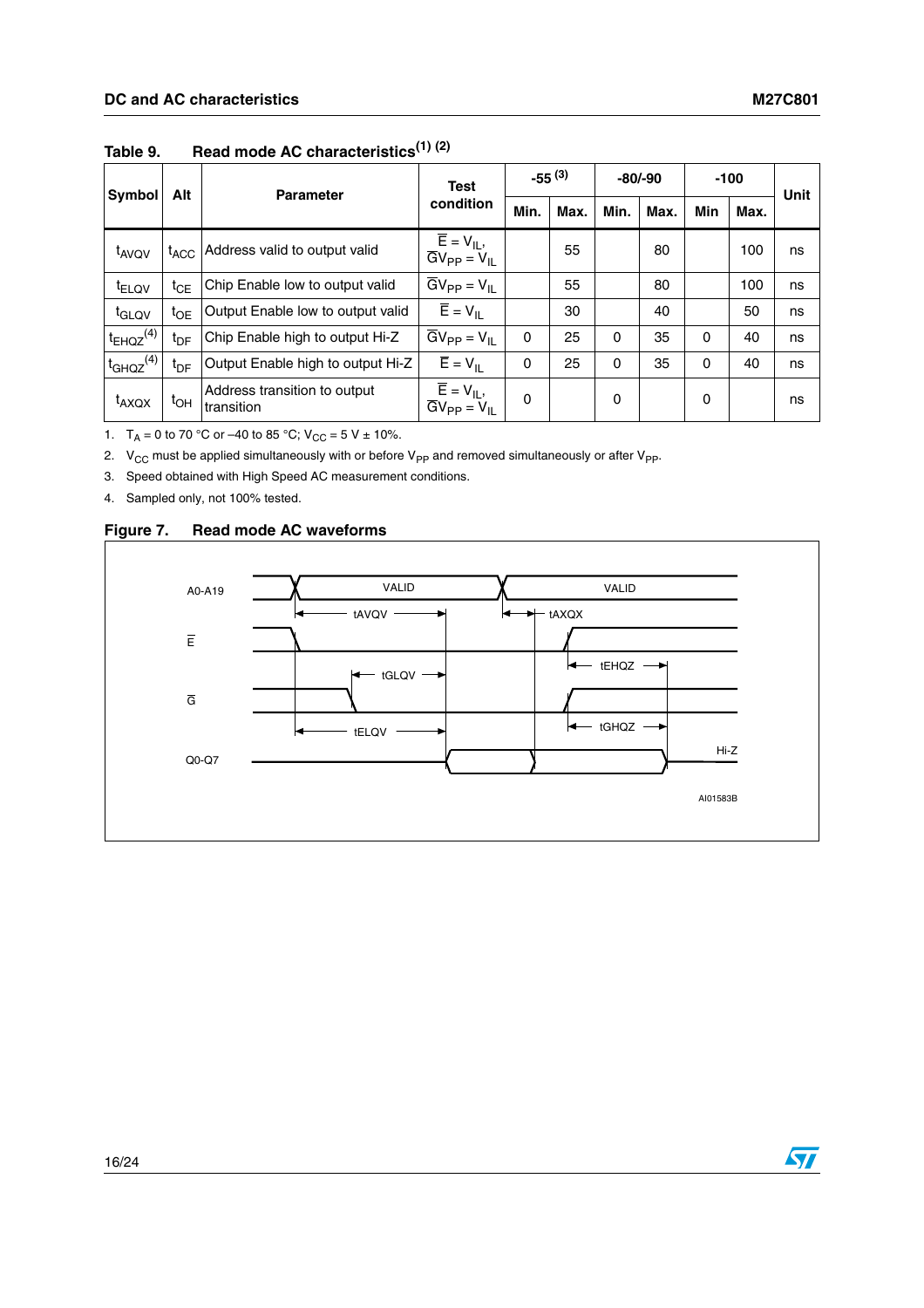**Table 9. Read mode AC characteristics(1) (2)**

| Symbol | Alt | Parameter | Test condition | -55 (3) | | -80/-90 | | -100 | | Unit |
|---|---|---|---|---|---|---|---|---|---|---|
| | | | | Min. | Max. | Min. | Max. | Min | Max. | |
| $t_{AVQV}$ | $t_{ACC}$ | Address valid to output valid | $\overline{E} = V_{IL}$, $\overline{G}V_{PP} = V_{IL}$ | | 55 | | 80 | | 100 | ns |
| $t_{ELQV}$ | $t_{CE}$ | Chip Enable low to output valid | $\overline{G}V_{PP} = V_{IL}$ | | 55 | | 80 | | 100 | ns |
| $t_{GLQV}$ | $t_{OE}$ | Output Enable low to output valid | $\overline{E} = V_{IL}$ | | 30 | | 40 | | 50 | ns |
| $t_{EHQZ}$(4) | $t_{DF}$ | Chip Enable high to output Hi-Z | $\overline{G}V_{PP} = V_{IL}$ | 0 | 25 | 0 | 35 | 0 | 40 | ns |
| $t_{GHQZ}$(4) | $t_{DF}$ | Output Enable high to output Hi-Z | $\overline{E} = V_{IL}$ | 0 | 25 | 0 | 35 | 0 | 40 | ns |
| $t_{AXQX}$ | $t_{OH}$ | Address transition to output transition | $\overline{E} = V_{IL}$, $\overline{G}V_{PP} = V_{IL}$ | 0 | | 0 | | 0 | | ns |

1. $T_A$ = 0 to 70 °C or –40 to 85 °C; $V_{CC}$ = 5 V ± 10%.
2. $V_{CC}$ must be applied simultaneously with or before $V_{PP}$ and removed simultaneously or after $V_{PP}$.
3. Speed obtained with High Speed AC measurement conditions.
4. Sampled only, not 100% tested.

**Figure 7. Read mode AC waveforms**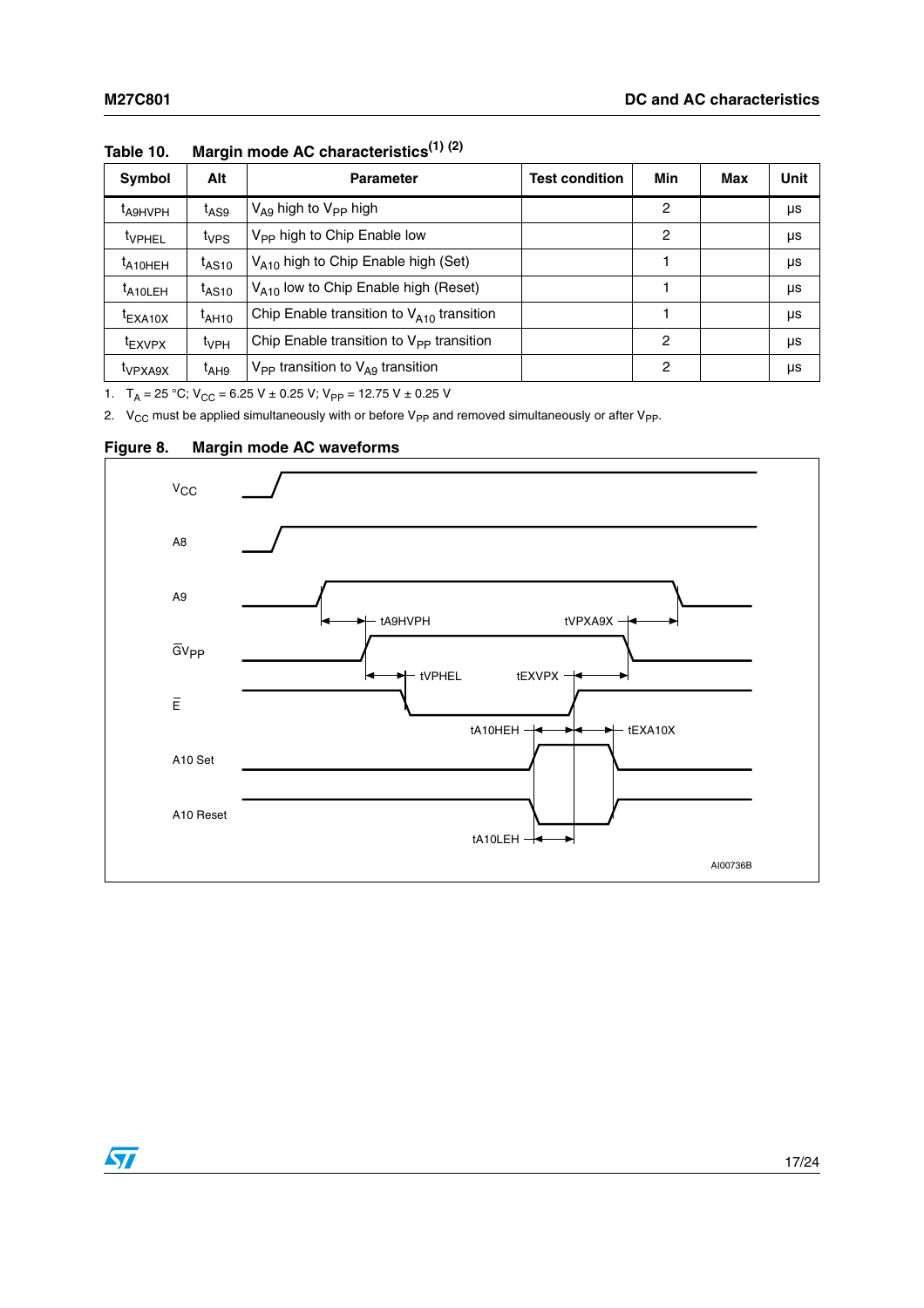Table 10. Margin mode AC characteristics[1] [2]

| Symbol | Alt | Parameter | Test condition | Min | Max | Unit |
|---|---|---|---|---|---|---|
| $t_{A9HVPH}$ | $t_{AS9}$ | $V_{A9}$ high to $V_{PP}$ high | | 2 | | µs |
| $t_{VPHEL}$ | $t_{VPS}$ | $V_{PP}$ high to Chip Enable low | | 2 | | µs |
| $t_{A10HEH}$ | $t_{AS10}$ | $V_{A10}$ high to Chip Enable high (Set) | | 1 | | µs |
| $t_{A10LEH}$ | $t_{AS10}$ | $V_{A10}$ low to Chip Enable high (Reset) | | 1 | | µs |
| $t_{EXA10X}$ | $t_{AH10}$ | Chip Enable transition to $V_{A10}$ transition | | 1 | | µs |
| $t_{EXVPX}$ | $t_{VPH}$ | Chip Enable transition to $V_{PP}$ transition | | 2 | | µs |
| $t_{VPXA9X}$ | $t_{AH9}$ | $V_{PP}$ transition to $V_{A9}$ transition | | 2 | | µs |

1. $T_A$ = 25 °C; $V_{CC}$ = 6.25 V ± 0.25 V; $V_{PP}$ = 12.75 V ± 0.25 V
2. $V_{CC}$ must be applied simultaneously with or before $V_{PP}$ and removed simultaneously or after $V_{PP}$.

Figure 8. Margin mode AC waveforms

VCC
A8
A9
tA9HVPH
tVPXA9X
GVPP
tVPHEL
tEXVPX
E
tA10HEH
tEXA10X
A10 Set
A10 Reset
tA10LEH
AI00736B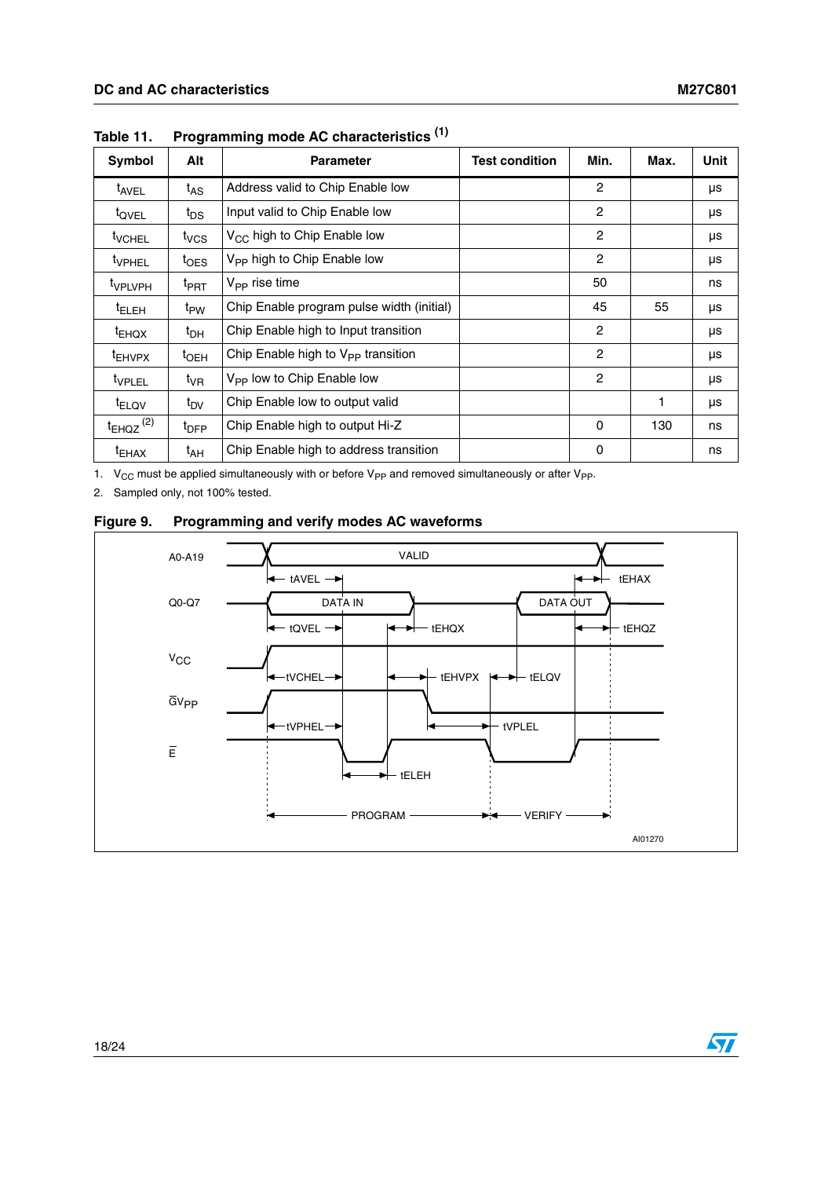Table 11. Programming mode AC characteristics [1]

| Symbol | Alt | Parameter | Test condition | Min. | Max. | Unit |
|---|---|---|---|---|---|---|
| $t_{AVEL}$ | $t_{AS}$ | Address valid to Chip Enable low | | 2 | | µs |
| $t_{QVEL}$ | $t_{DS}$ | Input valid to Chip Enable low | | 2 | | µs |
| $t_{VCHEL}$ | $t_{VCS}$ | $V_{CC}$ high to Chip Enable low | | 2 | | µs |
| $t_{VPHEL}$ | $t_{OES}$ | $V_{PP}$ high to Chip Enable low | | 2 | | µs |
| $t_{VPLVPH}$ | $t_{PRT}$ | $V_{PP}$ rise time | | 50 | | ns |
| $t_{ELEH}$ | $t_{PW}$ | Chip Enable program pulse width (initial) | | 45 | 55 | µs |
| $t_{EHQX}$ | $t_{DH}$ | Chip Enable high to Input transition | | 2 | | µs |
| $t_{EHVPX}$ | $t_{OEH}$ | Chip Enable high to $V_{PP}$ transition | | 2 | | µs |
| $t_{VPLEL}$ | $t_{VR}$ | $V_{PP}$ low to Chip Enable low | | 2 | | µs |
| $t_{ELQV}$ | $t_{DV}$ | Chip Enable low to output valid | | | 1 | µs |
| $t_{EHQZ}$ [2] | $t_{DFP}$ | Chip Enable high to output Hi-Z | | 0 | 130 | ns |
| $t_{EHAX}$ | $t_{AH}$ | Chip Enable high to address transition | | 0 | | ns |

1. $V_{CC}$ must be applied simultaneously with or before $V_{PP}$ and removed simultaneously or after $V_{PP}$.
2. Sampled only, not 100% tested.

Figure 9. Programming and verify modes AC waveforms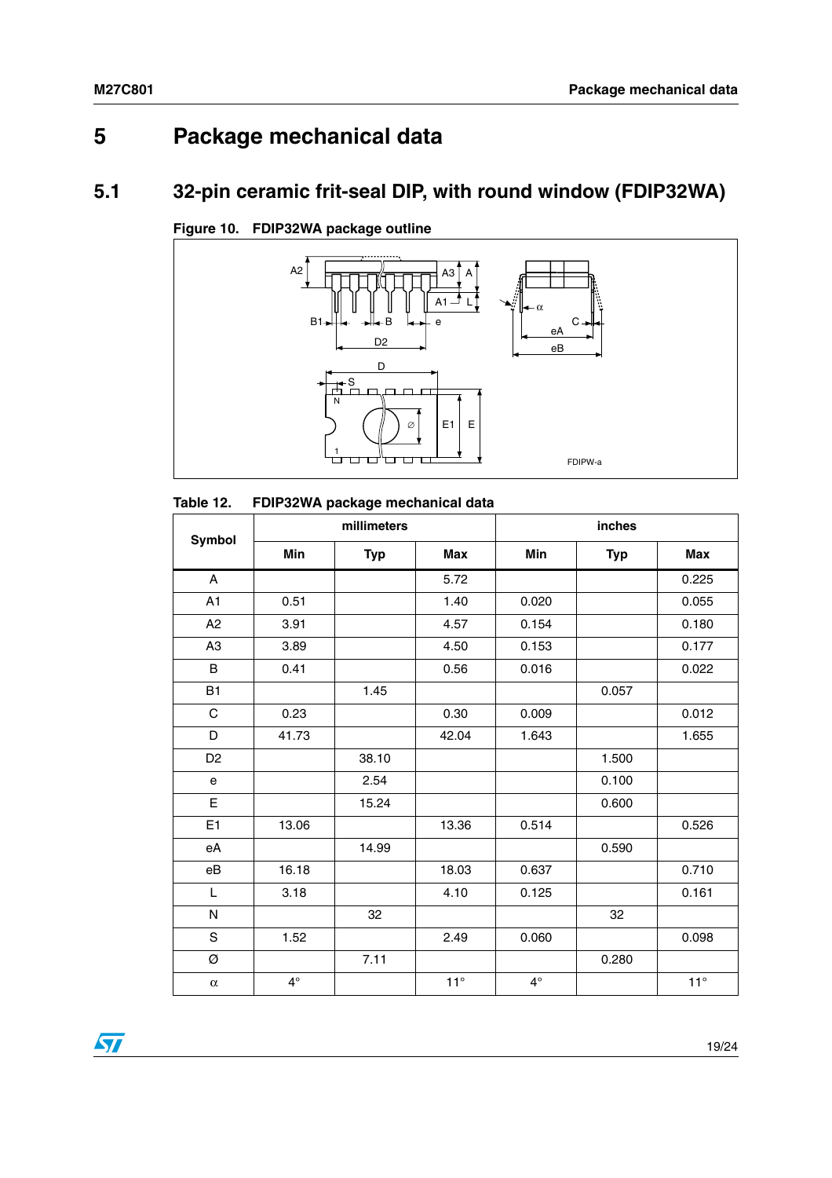# 5 Package mechanical data

## 5.1 32-pin ceramic frit-seal DIP, with round window (FDIP32WA)

Figure 10. FDIP32WA package outline

Table 12. FDIP32WA package mechanical data

| Symbol | millimeters | | | inches | | |
|---|---|---|---|---|---|---|
| | Min | Typ | Max | Min | Typ | Max |
| A | | | 5.72 | | | 0.225 |
| A1 | 0.51 | | 1.40 | 0.020 | | 0.055 |
| A2 | 3.91 | | 4.57 | 0.154 | | 0.180 |
| A3 | 3.89 | | 4.50 | 0.153 | | 0.177 |
| B | 0.41 | | 0.56 | 0.016 | | 0.022 |
| B1 | | 1.45 | | | 0.057 | |
| C | 0.23 | | 0.30 | 0.009 | | 0.012 |
| D | 41.73 | | 42.04 | 1.643 | | 1.655 |
| D2 | | 38.10 | | | 1.500 | |
| e | | 2.54 | | | 0.100 | |
| E | | 15.24 | | | 0.600 | |
| E1 | 13.06 | | 13.36 | 0.514 | | 0.526 |
| eA | | 14.99 | | | 0.590 | |
| eB | 16.18 | | 18.03 | 0.637 | | 0.710 |
| L | 3.18 | | 4.10 | 0.125 | | 0.161 |
| N | | 32 | | | 32 | |
| S | 1.52 | | 2.49 | 0.060 | | 0.098 |
| Ø | | 7.11 | | | 0.280 | |
| α | 4° | | 11° | 4° | | 11° |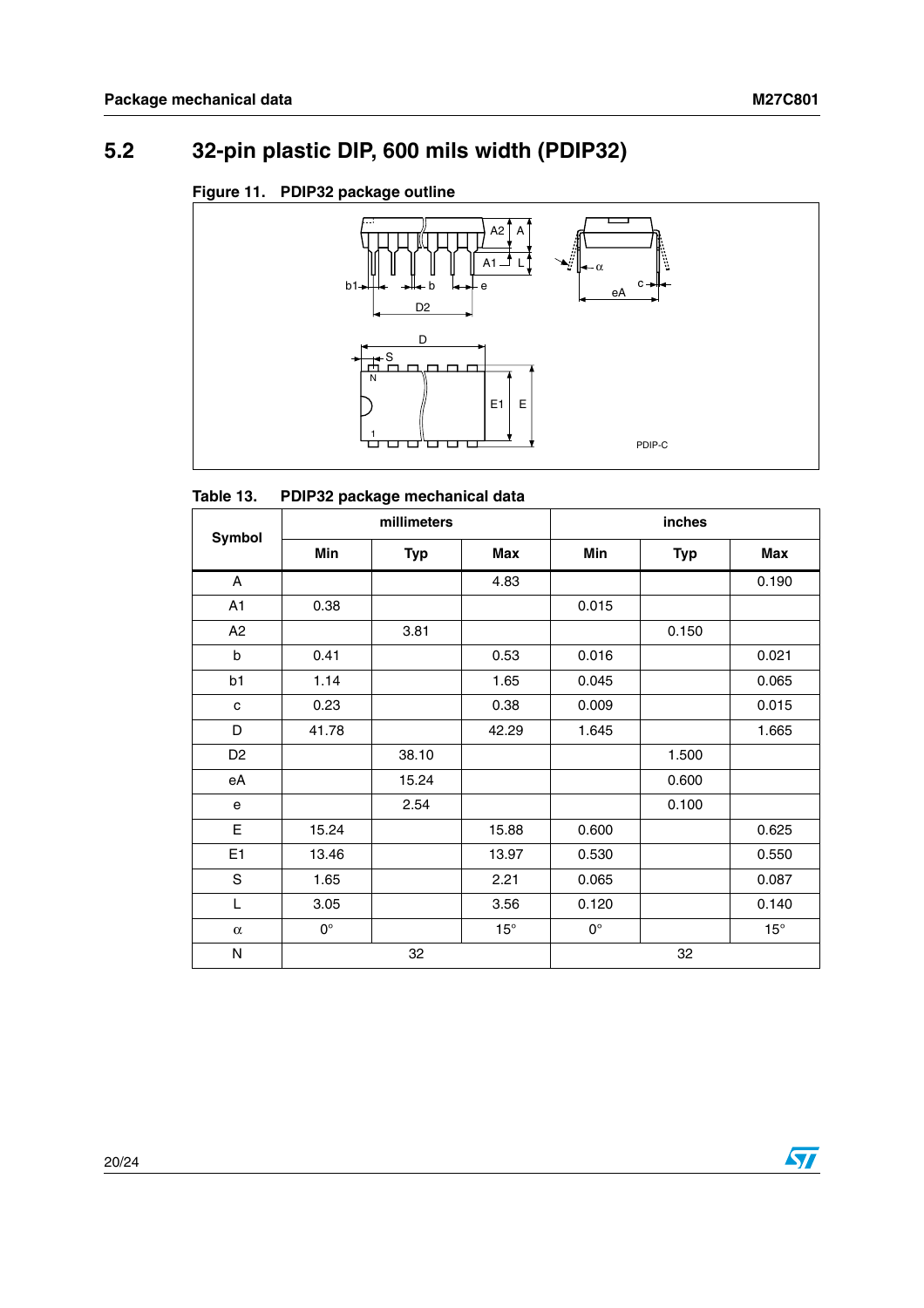## 5.2 32-pin plastic DIP, 600 mils width (PDIP32)

**Figure 11. PDIP32 package outline**

**Table 13. PDIP32 package mechanical data**

| Symbol | millimeters | | | inches | | |
|---|---|---|---|---|---|---|
| | Min | Typ | Max | Min | Typ | Max |
| A | | | 4.83 | | | 0.190 |
| A1 | 0.38 | | | 0.015 | | |
| A2 | | 3.81 | | | 0.150 | |
| b | 0.41 | | 0.53 | 0.016 | | 0.021 |
| b1 | 1.14 | | 1.65 | 0.045 | | 0.065 |
| c | 0.23 | | 0.38 | 0.009 | | 0.015 |
| D | 41.78 | | 42.29 | 1.645 | | 1.665 |
| D2 | | 38.10 | | | 1.500 | |
| eA | | 15.24 | | | 0.600 | |
| e | | 2.54 | | | 0.100 | |
| E | 15.24 | | 15.88 | 0.600 | | 0.625 |
| E1 | 13.46 | | 13.97 | 0.530 | | 0.550 |
| S | 1.65 | | 2.21 | 0.065 | | 0.087 |
| L | 3.05 | | 3.56 | 0.120 | | 0.140 |
| α | 0° | | 15° | 0° | | 15° |
| N | | 32 | | | 32 | |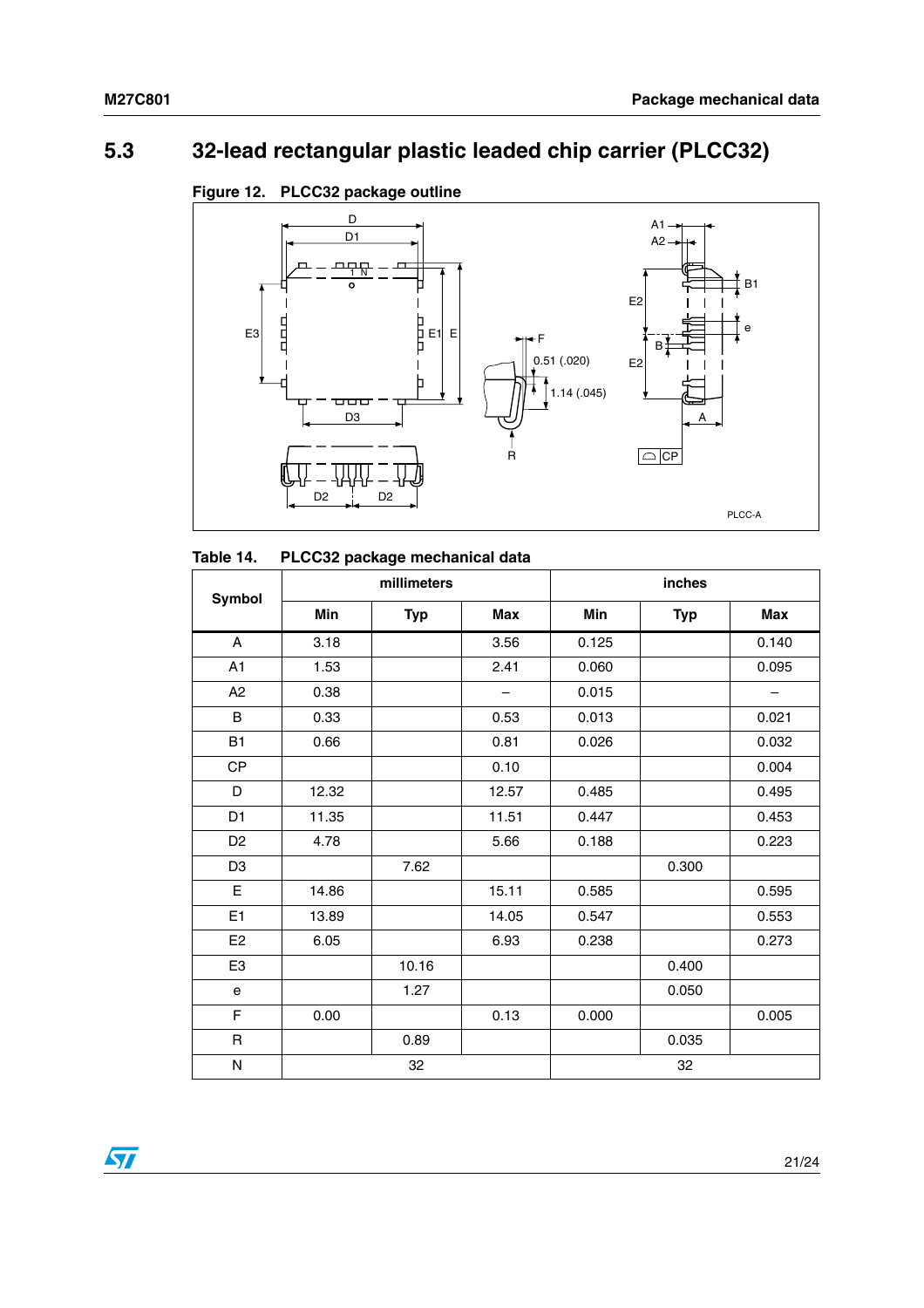## 5.3 32-lead rectangular plastic leaded chip carrier (PLCC32)

**Figure 12. PLCC32 package outline**

**Table 14. PLCC32 package mechanical data**

| Symbol | millimeters | | | inches | | |
|---|---|---|---|---|---|---|
| | Min | Typ | Max | Min | Typ | Max |
| A | 3.18 | | 3.56 | 0.125 | | 0.140 |
| A1 | 1.53 | | 2.41 | 0.060 | | 0.095 |
| A2 | 0.38 | | – | 0.015 | | – |
| B | 0.33 | | 0.53 | 0.013 | | 0.021 |
| B1 | 0.66 | | 0.81 | 0.026 | | 0.032 |
| CP | | | 0.10 | | | 0.004 |
| D | 12.32 | | 12.57 | 0.485 | | 0.495 |
| D1 | 11.35 | | 11.51 | 0.447 | | 0.453 |
| D2 | 4.78 | | 5.66 | 0.188 | | 0.223 |
| D3 | | 7.62 | | | 0.300 | |
| E | 14.86 | | 15.11 | 0.585 | | 0.595 |
| E1 | 13.89 | | 14.05 | 0.547 | | 0.553 |
| E2 | 6.05 | | 6.93 | 0.238 | | 0.273 |
| E3 | | 10.16 | | | 0.400 | |
| e | | 1.27 | | | 0.050 | |
| F | 0.00 | | 0.13 | 0.000 | | 0.005 |
| R | | 0.89 | | | 0.035 | |
| N | | 32 | | | 32 | |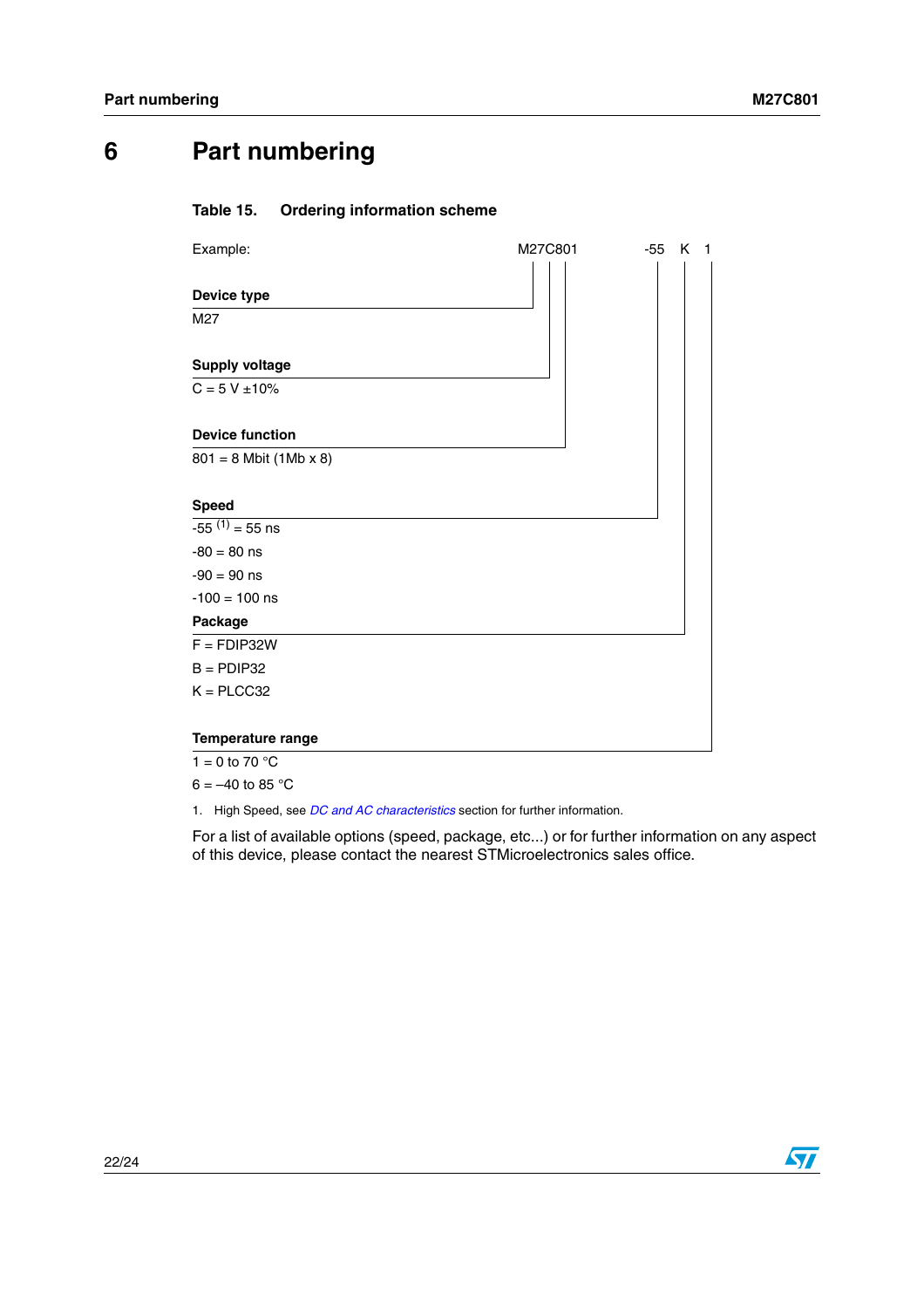# 6 Part numbering

**Table 15. Ordering information scheme**

Example: M27C801 -55 K 1

**Device type**

M27

**Supply voltage**

C = 5 V ±10%

**Device function**

801 = 8 Mbit (1Mb x 8)

**Speed**

-55 [(1)] = 55 ns

-80 = 80 ns

-90 = 90 ns

-100 = 100 ns

**Package**

F = FDIP32W

B = PDIP32

K = PLCC32

**Temperature range**

1 = 0 to 70 °C

6 = –40 to 85 °C

1. High Speed, see *DC and AC characteristics* section for further information.

For a list of available options (speed, package, etc...) or for further information on any aspect of this device, please contact the nearest STMicroelectronics sales office.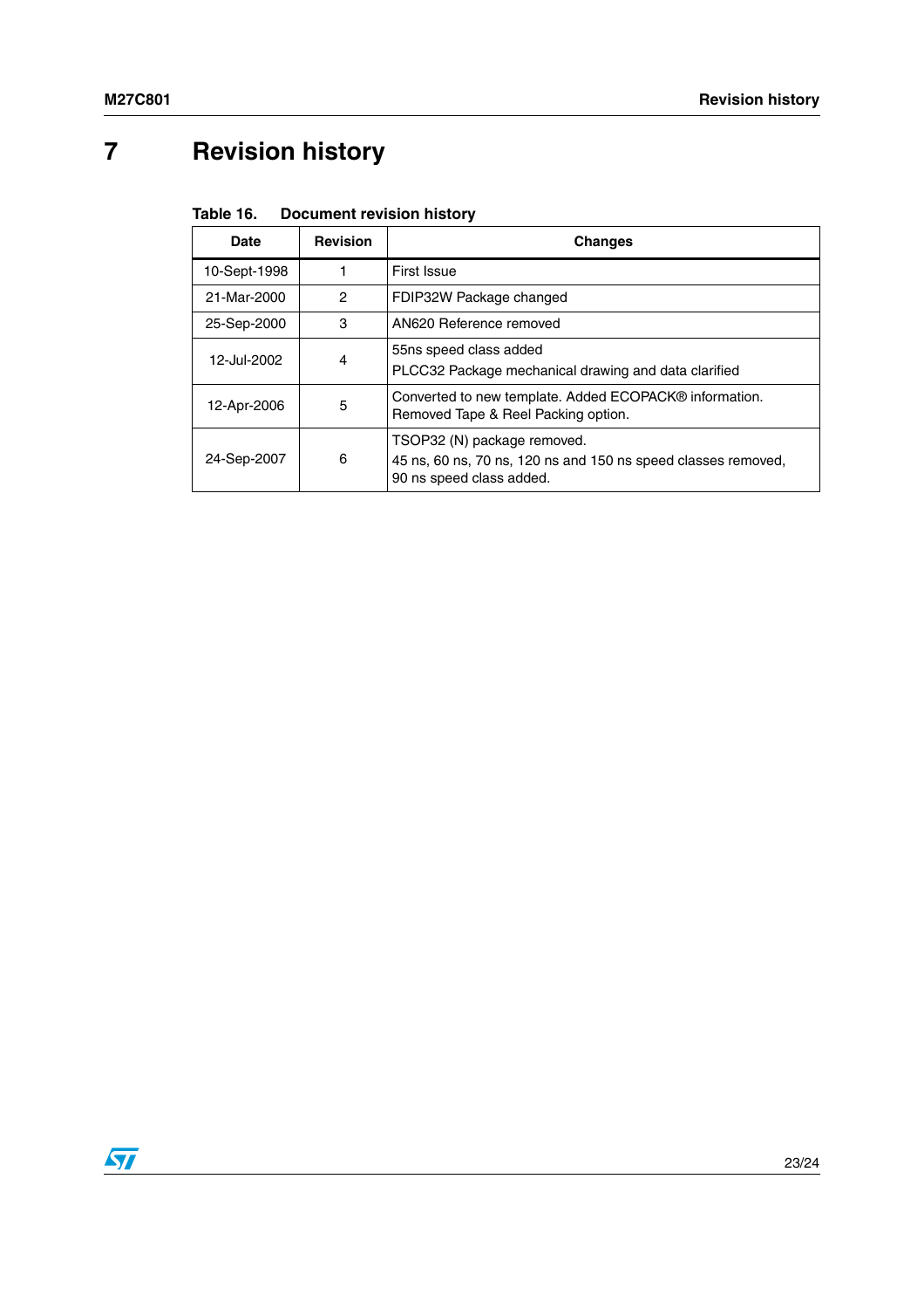# 7 Revision history

**Table 16. Document revision history**

| Date | Revision | Changes |
|---|---|---|
| 10-Sept-1998 | 1 | First Issue |
| 21-Mar-2000 | 2 | FDIP32W Package changed |
| 25-Sep-2000 | 3 | AN620 Reference removed |
| 12-Jul-2002 | 4 | 55ns speed class added<br>PLCC32 Package mechanical drawing and data clarified |
| 12-Apr-2006 | 5 | Converted to new template. Added ECOPACK® information. Removed Tape & Reel Packing option. |
| 24-Sep-2007 | 6 | TSOP32 (N) package removed.<br>45 ns, 60 ns, 70 ns, 120 ns and 150 ns speed classes removed, 90 ns speed class added. |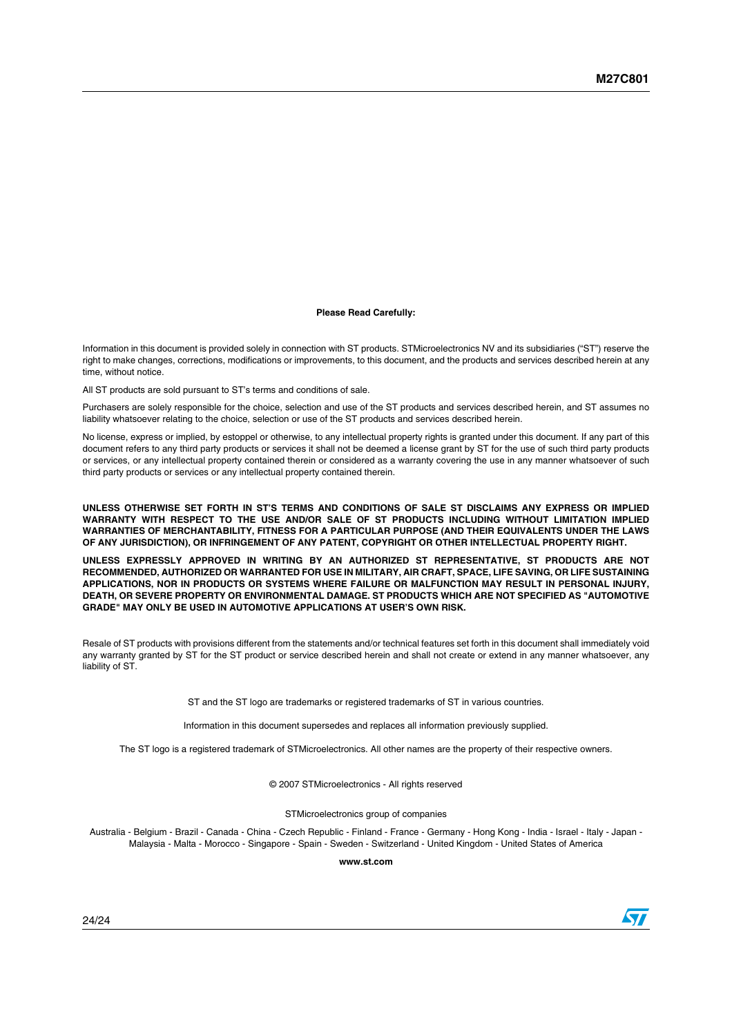**Please Read Carefully:**

Information in this document is provided solely in connection with ST products. STMicroelectronics NV and its subsidiaries ("ST") reserve the right to make changes, corrections, modifications or improvements, to this document, and the products and services described herein at any time, without notice.

All ST products are sold pursuant to ST's terms and conditions of sale.

Purchasers are solely responsible for the choice, selection and use of the ST products and services described herein, and ST assumes no liability whatsoever relating to the choice, selection or use of the ST products and services described herein.

No license, express or implied, by estoppel or otherwise, to any intellectual property rights is granted under this document. If any part of this document refers to any third party products or services it shall not be deemed a license grant by ST for the use of such third party products or services, or any intellectual property contained therein or considered as a warranty covering the use in any manner whatsoever of such third party products or services or any intellectual property contained therein.

**UNLESS OTHERWISE SET FORTH IN ST'S TERMS AND CONDITIONS OF SALE ST DISCLAIMS ANY EXPRESS OR IMPLIED WARRANTY WITH RESPECT TO THE USE AND/OR SALE OF ST PRODUCTS INCLUDING WITHOUT LIMITATION IMPLIED WARRANTIES OF MERCHANTABILITY, FITNESS FOR A PARTICULAR PURPOSE (AND THEIR EQUIVALENTS UNDER THE LAWS OF ANY JURISDICTION), OR INFRINGEMENT OF ANY PATENT, COPYRIGHT OR OTHER INTELLECTUAL PROPERTY RIGHT.**

**UNLESS EXPRESSLY APPROVED IN WRITING BY AN AUTHORIZED ST REPRESENTATIVE, ST PRODUCTS ARE NOT RECOMMENDED, AUTHORIZED OR WARRANTED FOR USE IN MILITARY, AIR CRAFT, SPACE, LIFE SAVING, OR LIFE SUSTAINING APPLICATIONS, NOR IN PRODUCTS OR SYSTEMS WHERE FAILURE OR MALFUNCTION MAY RESULT IN PERSONAL INJURY, DEATH, OR SEVERE PROPERTY OR ENVIRONMENTAL DAMAGE. ST PRODUCTS WHICH ARE NOT SPECIFIED AS "AUTOMOTIVE GRADE" MAY ONLY BE USED IN AUTOMOTIVE APPLICATIONS AT USER'S OWN RISK.**

Resale of ST products with provisions different from the statements and/or technical features set forth in this document shall immediately void any warranty granted by ST for the ST product or service described herein and shall not create or extend in any manner whatsoever, any liability of ST.

ST and the ST logo are trademarks or registered trademarks of ST in various countries.

Information in this document supersedes and replaces all information previously supplied.

The ST logo is a registered trademark of STMicroelectronics. All other names are the property of their respective owners.

© 2007 STMicroelectronics - All rights reserved

STMicroelectronics group of companies

Australia - Belgium - Brazil - Canada - China - Czech Republic - Finland - France - Germany - Hong Kong - India - Israel - Italy - Japan - Malaysia - Malta - Morocco - Singapore - Spain - Sweden - Switzerland - United Kingdom - United States of America

**www.st.com**